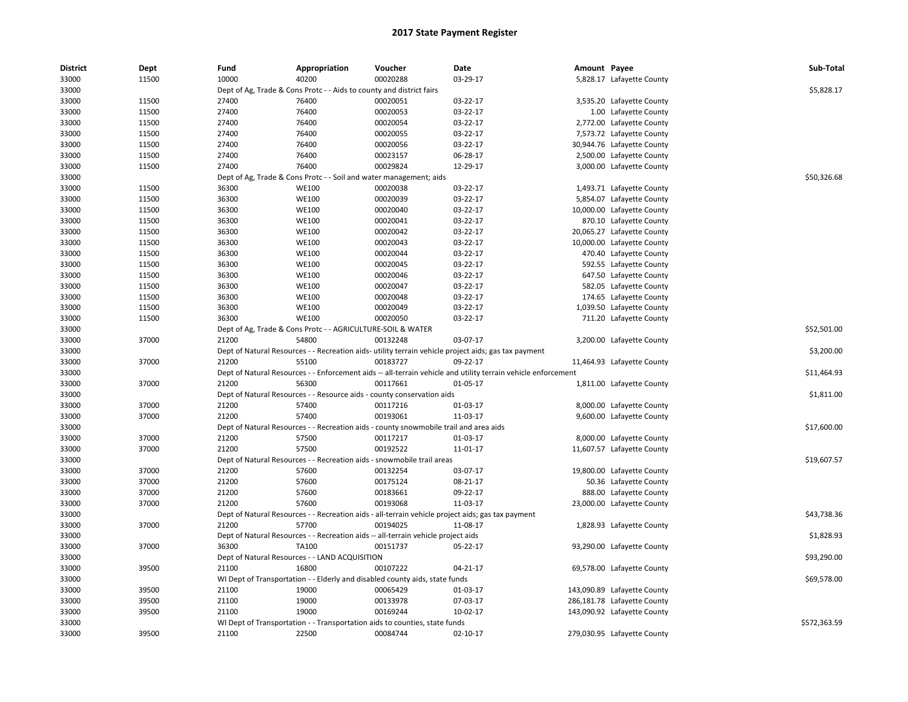# 2017 State Payment Register

| District | Dept | Fund | Appropriation | Voucher | Date | Amount | Payee | Sub-Total |
|---|---|---|---|---|---|---|---|---|
| 33000 | 11500 | 10000 | 40200 | 00020288 | 03-29-17 | 5,828.17 | Lafayette County | |
| 33000 | | Dept of Ag, Trade & Cons Protc - - Aids to county and district fairs | | | | | | $5,828.17 |
| 33000 | 11500 | 27400 | 76400 | 00020051 | 03-22-17 | 3,535.20 | Lafayette County | |
| 33000 | 11500 | 27400 | 76400 | 00020053 | 03-22-17 | 1.00 | Lafayette County | |
| 33000 | 11500 | 27400 | 76400 | 00020054 | 03-22-17 | 2,772.00 | Lafayette County | |
| 33000 | 11500 | 27400 | 76400 | 00020055 | 03-22-17 | 7,573.72 | Lafayette County | |
| 33000 | 11500 | 27400 | 76400 | 00020056 | 03-22-17 | 30,944.76 | Lafayette County | |
| 33000 | 11500 | 27400 | 76400 | 00023157 | 06-28-17 | 2,500.00 | Lafayette County | |
| 33000 | 11500 | 27400 | 76400 | 00029824 | 12-29-17 | 3,000.00 | Lafayette County | |
| 33000 | | Dept of Ag, Trade & Cons Protc - - Soil and water management; aids | | | | | | $50,326.68 |
| 33000 | 11500 | 36300 | WE100 | 00020038 | 03-22-17 | 1,493.71 | Lafayette County | |
| 33000 | 11500 | 36300 | WE100 | 00020039 | 03-22-17 | 5,854.07 | Lafayette County | |
| 33000 | 11500 | 36300 | WE100 | 00020040 | 03-22-17 | 10,000.00 | Lafayette County | |
| 33000 | 11500 | 36300 | WE100 | 00020041 | 03-22-17 | 870.10 | Lafayette County | |
| 33000 | 11500 | 36300 | WE100 | 00020042 | 03-22-17 | 20,065.27 | Lafayette County | |
| 33000 | 11500 | 36300 | WE100 | 00020043 | 03-22-17 | 10,000.00 | Lafayette County | |
| 33000 | 11500 | 36300 | WE100 | 00020044 | 03-22-17 | 470.40 | Lafayette County | |
| 33000 | 11500 | 36300 | WE100 | 00020045 | 03-22-17 | 592.55 | Lafayette County | |
| 33000 | 11500 | 36300 | WE100 | 00020046 | 03-22-17 | 647.50 | Lafayette County | |
| 33000 | 11500 | 36300 | WE100 | 00020047 | 03-22-17 | 582.05 | Lafayette County | |
| 33000 | 11500 | 36300 | WE100 | 00020048 | 03-22-17 | 174.65 | Lafayette County | |
| 33000 | 11500 | 36300 | WE100 | 00020049 | 03-22-17 | 1,039.50 | Lafayette County | |
| 33000 | 11500 | 36300 | WE100 | 00020050 | 03-22-17 | 711.20 | Lafayette County | |
| 33000 | | Dept of Ag, Trade & Cons Protc - - AGRICULTURE-SOIL & WATER | | | | | | $52,501.00 |
| 33000 | 37000 | 21200 | 54800 | 00132248 | 03-07-17 | 3,200.00 | Lafayette County | |
| 33000 | | Dept of Natural Resources - - Recreation aids- utility terrain vehicle project aids; gas tax payment | | | | | | $3,200.00 |
| 33000 | 37000 | 21200 | 55100 | 00183727 | 09-22-17 | 11,464.93 | Lafayette County | |
| 33000 | | Dept of Natural Resources - - Enforcement aids -- all-terrain vehicle and utility terrain vehicle enforcement | | | | | | $11,464.93 |
| 33000 | 37000 | 21200 | 56300 | 00117661 | 01-05-17 | 1,811.00 | Lafayette County | |
| 33000 | | Dept of Natural Resources - - Resource aids - county conservation aids | | | | | | $1,811.00 |
| 33000 | 37000 | 21200 | 57400 | 00117216 | 01-03-17 | 8,000.00 | Lafayette County | |
| 33000 | 37000 | 21200 | 57400 | 00193061 | 11-03-17 | 9,600.00 | Lafayette County | |
| 33000 | | Dept of Natural Resources - - Recreation aids - county snowmobile trail and area aids | | | | | | $17,600.00 |
| 33000 | 37000 | 21200 | 57500 | 00117217 | 01-03-17 | 8,000.00 | Lafayette County | |
| 33000 | 37000 | 21200 | 57500 | 00192522 | 11-01-17 | 11,607.57 | Lafayette County | |
| 33000 | | Dept of Natural Resources - - Recreation aids - snowmobile trail areas | | | | | | $19,607.57 |
| 33000 | 37000 | 21200 | 57600 | 00132254 | 03-07-17 | 19,800.00 | Lafayette County | |
| 33000 | 37000 | 21200 | 57600 | 00175124 | 08-21-17 | 50.36 | Lafayette County | |
| 33000 | 37000 | 21200 | 57600 | 00183661 | 09-22-17 | 888.00 | Lafayette County | |
| 33000 | 37000 | 21200 | 57600 | 00193068 | 11-03-17 | 23,000.00 | Lafayette County | |
| 33000 | | Dept of Natural Resources - - Recreation aids - all-terrain vehicle project aids; gas tax payment | | | | | | $43,738.36 |
| 33000 | 37000 | 21200 | 57700 | 00194025 | 11-08-17 | 1,828.93 | Lafayette County | |
| 33000 | | Dept of Natural Resources - - Recreation aids -- all-terrain vehicle project aids | | | | | | $1,828.93 |
| 33000 | 37000 | 36300 | TA100 | 00151737 | 05-22-17 | 93,290.00 | Lafayette County | |
| 33000 | | Dept of Natural Resources - - LAND ACQUISITION | | | | | | $93,290.00 |
| 33000 | 39500 | 21100 | 16800 | 00107222 | 04-21-17 | 69,578.00 | Lafayette County | |
| 33000 | | WI Dept of Transportation - - Elderly and disabled county aids, state funds | | | | | | $69,578.00 |
| 33000 | 39500 | 21100 | 19000 | 00065429 | 01-03-17 | 143,090.89 | Lafayette County | |
| 33000 | 39500 | 21100 | 19000 | 00133978 | 07-03-17 | 286,181.78 | Lafayette County | |
| 33000 | 39500 | 21100 | 19000 | 00169244 | 10-02-17 | 143,090.92 | Lafayette County | |
| 33000 | | WI Dept of Transportation - - Transportation aids to counties, state funds | | | | | | $572,363.59 |
| 33000 | 39500 | 21100 | 22500 | 00084744 | 02-10-17 | 279,030.95 | Lafayette County | |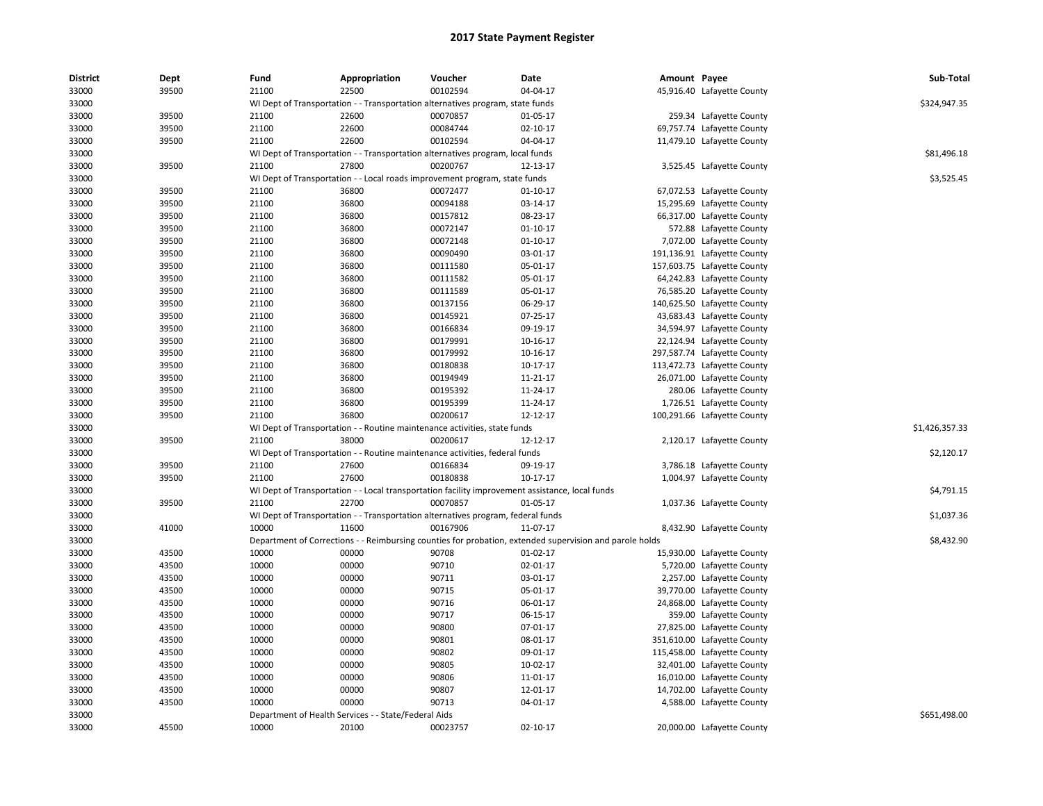# 2017 State Payment Register

| District | Dept | Fund | Appropriation | Voucher | Date | Amount | Payee | Sub-Total |
|---|---|---|---|---|---|---|---|---|
| 33000 | 39500 | 21100 | 22500 | 00102594 | 04-04-17 | 45,916.40 | Lafayette County | |
| 33000 | | WI Dept of Transportation - - Transportation alternatives program, state funds | | | | | | $324,947.35 |
| 33000 | 39500 | 21100 | 22600 | 00070857 | 01-05-17 | 259.34 | Lafayette County | |
| 33000 | 39500 | 21100 | 22600 | 00084744 | 02-10-17 | 69,757.74 | Lafayette County | |
| 33000 | 39500 | 21100 | 22600 | 00102594 | 04-04-17 | 11,479.10 | Lafayette County | |
| 33000 | | WI Dept of Transportation - - Transportation alternatives program, local funds | | | | | | $81,496.18 |
| 33000 | 39500 | 21100 | 27800 | 00200767 | 12-13-17 | 3,525.45 | Lafayette County | |
| 33000 | | WI Dept of Transportation - - Local roads improvement program, state funds | | | | | | $3,525.45 |
| 33000 | 39500 | 21100 | 36800 | 00072477 | 01-10-17 | 67,072.53 | Lafayette County | |
| 33000 | 39500 | 21100 | 36800 | 00094188 | 03-14-17 | 15,295.69 | Lafayette County | |
| 33000 | 39500 | 21100 | 36800 | 00157812 | 08-23-17 | 66,317.00 | Lafayette County | |
| 33000 | 39500 | 21100 | 36800 | 00072147 | 01-10-17 | 572.88 | Lafayette County | |
| 33000 | 39500 | 21100 | 36800 | 00072148 | 01-10-17 | 7,072.00 | Lafayette County | |
| 33000 | 39500 | 21100 | 36800 | 00090490 | 03-01-17 | 191,136.91 | Lafayette County | |
| 33000 | 39500 | 21100 | 36800 | 00111580 | 05-01-17 | 157,603.75 | Lafayette County | |
| 33000 | 39500 | 21100 | 36800 | 00111582 | 05-01-17 | 64,242.83 | Lafayette County | |
| 33000 | 39500 | 21100 | 36800 | 00111589 | 05-01-17 | 76,585.20 | Lafayette County | |
| 33000 | 39500 | 21100 | 36800 | 00137156 | 06-29-17 | 140,625.50 | Lafayette County | |
| 33000 | 39500 | 21100 | 36800 | 00145921 | 07-25-17 | 43,683.43 | Lafayette County | |
| 33000 | 39500 | 21100 | 36800 | 00166834 | 09-19-17 | 34,594.97 | Lafayette County | |
| 33000 | 39500 | 21100 | 36800 | 00179991 | 10-16-17 | 22,124.94 | Lafayette County | |
| 33000 | 39500 | 21100 | 36800 | 00179992 | 10-16-17 | 297,587.74 | Lafayette County | |
| 33000 | 39500 | 21100 | 36800 | 00180838 | 10-17-17 | 113,472.73 | Lafayette County | |
| 33000 | 39500 | 21100 | 36800 | 00194949 | 11-21-17 | 26,071.00 | Lafayette County | |
| 33000 | 39500 | 21100 | 36800 | 00195392 | 11-24-17 | 280.06 | Lafayette County | |
| 33000 | 39500 | 21100 | 36800 | 00195399 | 11-24-17 | 1,726.51 | Lafayette County | |
| 33000 | 39500 | 21100 | 36800 | 00200617 | 12-12-17 | 100,291.66 | Lafayette County | |
| 33000 | | WI Dept of Transportation - - Routine maintenance activities, state funds | | | | | | $1,426,357.33 |
| 33000 | 39500 | 21100 | 38000 | 00200617 | 12-12-17 | 2,120.17 | Lafayette County | |
| 33000 | | WI Dept of Transportation - - Routine maintenance activities, federal funds | | | | | | $2,120.17 |
| 33000 | 39500 | 21100 | 27600 | 00166834 | 09-19-17 | 3,786.18 | Lafayette County | |
| 33000 | 39500 | 21100 | 27600 | 00180838 | 10-17-17 | 1,004.97 | Lafayette County | |
| 33000 | | WI Dept of Transportation - - Local transportation facility improvement assistance, local funds | | | | | | $4,791.15 |
| 33000 | 39500 | 21100 | 22700 | 00070857 | 01-05-17 | 1,037.36 | Lafayette County | |
| 33000 | | WI Dept of Transportation - - Transportation alternatives program, federal funds | | | | | | $1,037.36 |
| 33000 | 41000 | 10000 | 11600 | 00167906 | 11-07-17 | 8,432.90 | Lafayette County | |
| 33000 | | Department of Corrections - - Reimbursing counties for probation, extended supervision and parole holds | | | | | | $8,432.90 |
| 33000 | 43500 | 10000 | 00000 | 90708 | 01-02-17 | 15,930.00 | Lafayette County | |
| 33000 | 43500 | 10000 | 00000 | 90710 | 02-01-17 | 5,720.00 | Lafayette County | |
| 33000 | 43500 | 10000 | 00000 | 90711 | 03-01-17 | 2,257.00 | Lafayette County | |
| 33000 | 43500 | 10000 | 00000 | 90715 | 05-01-17 | 39,770.00 | Lafayette County | |
| 33000 | 43500 | 10000 | 00000 | 90716 | 06-01-17 | 24,868.00 | Lafayette County | |
| 33000 | 43500 | 10000 | 00000 | 90717 | 06-15-17 | 359.00 | Lafayette County | |
| 33000 | 43500 | 10000 | 00000 | 90800 | 07-01-17 | 27,825.00 | Lafayette County | |
| 33000 | 43500 | 10000 | 00000 | 90801 | 08-01-17 | 351,610.00 | Lafayette County | |
| 33000 | 43500 | 10000 | 00000 | 90802 | 09-01-17 | 115,458.00 | Lafayette County | |
| 33000 | 43500 | 10000 | 00000 | 90805 | 10-02-17 | 32,401.00 | Lafayette County | |
| 33000 | 43500 | 10000 | 00000 | 90806 | 11-01-17 | 16,010.00 | Lafayette County | |
| 33000 | 43500 | 10000 | 00000 | 90807 | 12-01-17 | 14,702.00 | Lafayette County | |
| 33000 | 43500 | 10000 | 00000 | 90713 | 04-01-17 | 4,588.00 | Lafayette County | |
| 33000 | | Department of Health Services - - State/Federal Aids | | | | | | $651,498.00 |
| 33000 | 45500 | 10000 | 20100 | 00023757 | 02-10-17 | 20,000.00 | Lafayette County | |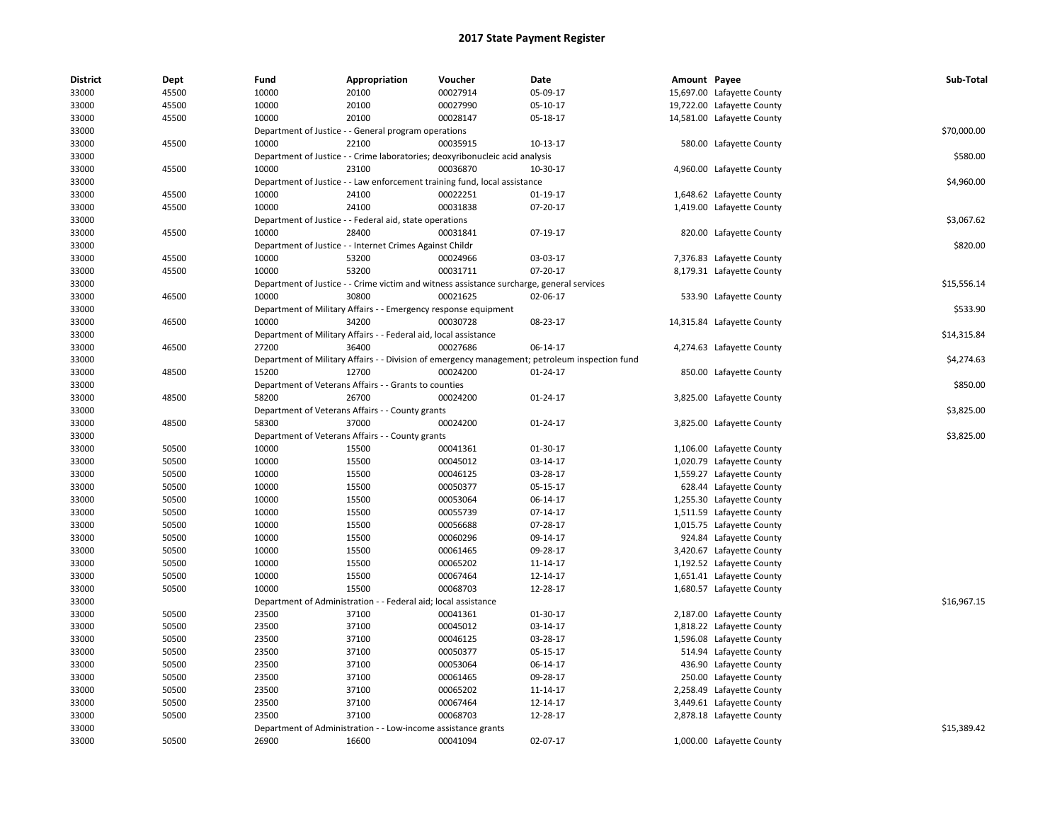# 2017 State Payment Register

| District | Dept | Fund | Appropriation | Voucher | Date | Amount | Payee | Sub-Total |
|---|---|---|---|---|---|---|---|---|
| 33000 | 45500 | 10000 | 20100 | 00027914 | 05-09-17 | 15,697.00 | Lafayette County | |
| 33000 | 45500 | 10000 | 20100 | 00027990 | 05-10-17 | 19,722.00 | Lafayette County | |
| 33000 | 45500 | 10000 | 20100 | 00028147 | 05-18-17 | 14,581.00 | Lafayette County | |
| 33000 | | Department of Justice - - General program operations | | | | | | $70,000.00 |
| 33000 | 45500 | 10000 | 22100 | 00035915 | 10-13-17 | 580.00 | Lafayette County | |
| 33000 | | Department of Justice - - Crime laboratories; deoxyribonucleic acid analysis | | | | | | $580.00 |
| 33000 | 45500 | 10000 | 23100 | 00036870 | 10-30-17 | 4,960.00 | Lafayette County | |
| 33000 | | Department of Justice - - Law enforcement training fund, local assistance | | | | | | $4,960.00 |
| 33000 | 45500 | 10000 | 24100 | 00022251 | 01-19-17 | 1,648.62 | Lafayette County | |
| 33000 | 45500 | 10000 | 24100 | 00031838 | 07-20-17 | 1,419.00 | Lafayette County | |
| 33000 | | Department of Justice - - Federal aid, state operations | | | | | | $3,067.62 |
| 33000 | 45500 | 10000 | 28400 | 00031841 | 07-19-17 | 820.00 | Lafayette County | |
| 33000 | | Department of Justice - - Internet Crimes Against Childr | | | | | | $820.00 |
| 33000 | 45500 | 10000 | 53200 | 00024966 | 03-03-17 | 7,376.83 | Lafayette County | |
| 33000 | 45500 | 10000 | 53200 | 00031711 | 07-20-17 | 8,179.31 | Lafayette County | |
| 33000 | | Department of Justice - - Crime victim and witness assistance surcharge, general services | | | | | | $15,556.14 |
| 33000 | 46500 | 10000 | 30800 | 00021625 | 02-06-17 | 533.90 | Lafayette County | |
| 33000 | | Department of Military Affairs - - Emergency response equipment | | | | | | $533.90 |
| 33000 | 46500 | 10000 | 34200 | 00030728 | 08-23-17 | 14,315.84 | Lafayette County | |
| 33000 | | Department of Military Affairs - - Federal aid, local assistance | | | | | | $14,315.84 |
| 33000 | 46500 | 27200 | 36400 | 00027686 | 06-14-17 | 4,274.63 | Lafayette County | |
| 33000 | | Department of Military Affairs - - Division of emergency management; petroleum inspection fund | | | | | | $4,274.63 |
| 33000 | 48500 | 15200 | 12700 | 00024200 | 01-24-17 | 850.00 | Lafayette County | |
| 33000 | | Department of Veterans Affairs - - Grants to counties | | | | | | $850.00 |
| 33000 | 48500 | 58200 | 26700 | 00024200 | 01-24-17 | 3,825.00 | Lafayette County | |
| 33000 | | Department of Veterans Affairs - - County grants | | | | | | $3,825.00 |
| 33000 | 48500 | 58300 | 37000 | 00024200 | 01-24-17 | 3,825.00 | Lafayette County | |
| 33000 | | Department of Veterans Affairs - - County grants | | | | | | $3,825.00 |
| 33000 | 50500 | 10000 | 15500 | 00041361 | 01-30-17 | 1,106.00 | Lafayette County | |
| 33000 | 50500 | 10000 | 15500 | 00045012 | 03-14-17 | 1,020.79 | Lafayette County | |
| 33000 | 50500 | 10000 | 15500 | 00046125 | 03-28-17 | 1,559.27 | Lafayette County | |
| 33000 | 50500 | 10000 | 15500 | 00050377 | 05-15-17 | 628.44 | Lafayette County | |
| 33000 | 50500 | 10000 | 15500 | 00053064 | 06-14-17 | 1,255.30 | Lafayette County | |
| 33000 | 50500 | 10000 | 15500 | 00055739 | 07-14-17 | 1,511.59 | Lafayette County | |
| 33000 | 50500 | 10000 | 15500 | 00056688 | 07-28-17 | 1,015.75 | Lafayette County | |
| 33000 | 50500 | 10000 | 15500 | 00060296 | 09-14-17 | 924.84 | Lafayette County | |
| 33000 | 50500 | 10000 | 15500 | 00061465 | 09-28-17 | 3,420.67 | Lafayette County | |
| 33000 | 50500 | 10000 | 15500 | 00065202 | 11-14-17 | 1,192.52 | Lafayette County | |
| 33000 | 50500 | 10000 | 15500 | 00067464 | 12-14-17 | 1,651.41 | Lafayette County | |
| 33000 | 50500 | 10000 | 15500 | 00068703 | 12-28-17 | 1,680.57 | Lafayette County | |
| 33000 | | Department of Administration - - Federal aid; local assistance | | | | | | $16,967.15 |
| 33000 | 50500 | 23500 | 37100 | 00041361 | 01-30-17 | 2,187.00 | Lafayette County | |
| 33000 | 50500 | 23500 | 37100 | 00045012 | 03-14-17 | 1,818.22 | Lafayette County | |
| 33000 | 50500 | 23500 | 37100 | 00046125 | 03-28-17 | 1,596.08 | Lafayette County | |
| 33000 | 50500 | 23500 | 37100 | 00050377 | 05-15-17 | 514.94 | Lafayette County | |
| 33000 | 50500 | 23500 | 37100 | 00053064 | 06-14-17 | 436.90 | Lafayette County | |
| 33000 | 50500 | 23500 | 37100 | 00061465 | 09-28-17 | 250.00 | Lafayette County | |
| 33000 | 50500 | 23500 | 37100 | 00065202 | 11-14-17 | 2,258.49 | Lafayette County | |
| 33000 | 50500 | 23500 | 37100 | 00067464 | 12-14-17 | 3,449.61 | Lafayette County | |
| 33000 | 50500 | 23500 | 37100 | 00068703 | 12-28-17 | 2,878.18 | Lafayette County | |
| 33000 | | Department of Administration - - Low-income assistance grants | | | | | | $15,389.42 |
| 33000 | 50500 | 26900 | 16600 | 00041094 | 02-07-17 | 1,000.00 | Lafayette County | |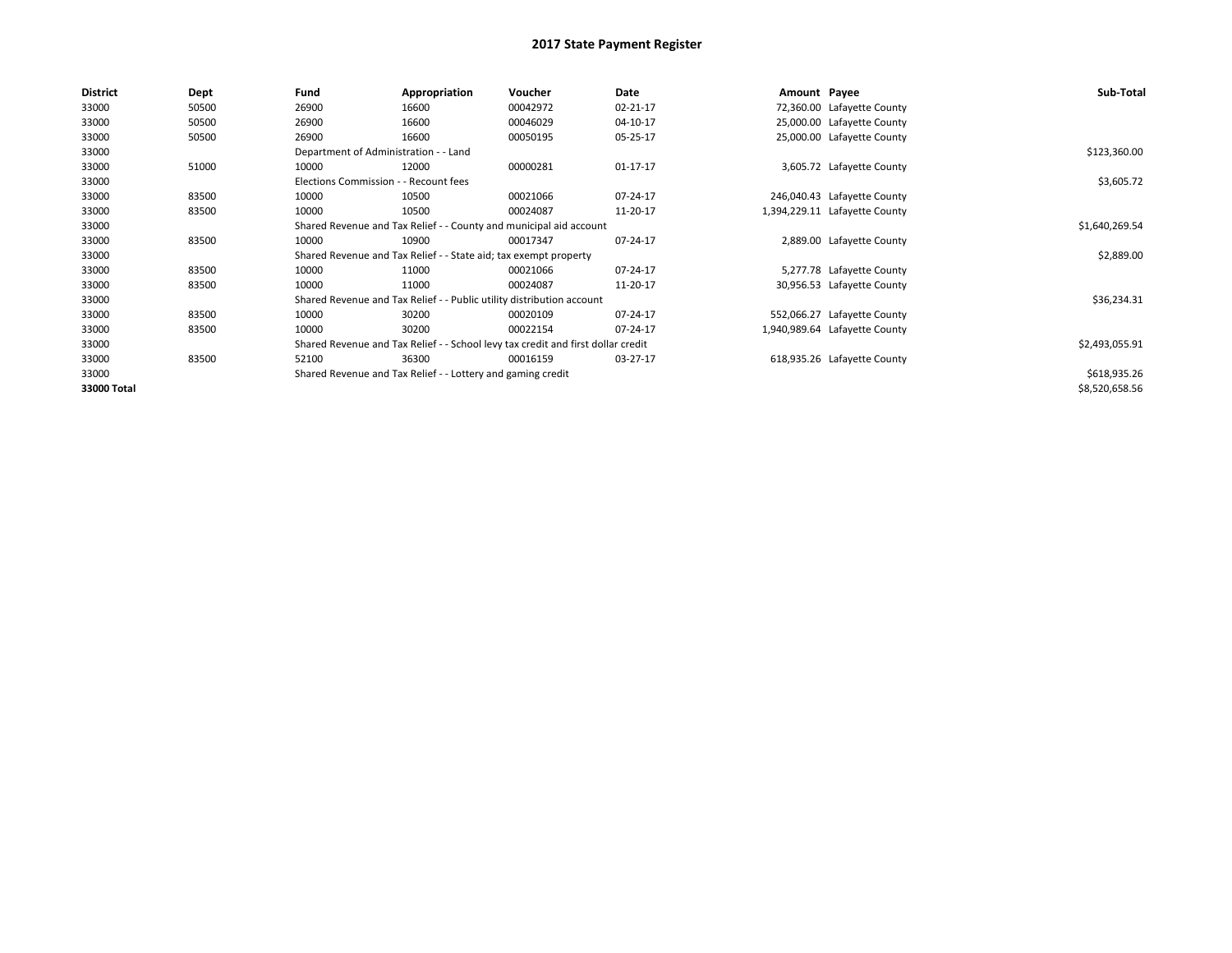# 2017 State Payment Register

| District | Dept | Fund | Appropriation | Voucher | Date | Amount | Payee | Sub-Total |
|---|---|---|---|---|---|---|---|---|
| 33000 | 50500 | 26900 | 16600 | 00042972 | 02-21-17 | 72,360.00 | Lafayette County | |
| 33000 | 50500 | 26900 | 16600 | 00046029 | 04-10-17 | 25,000.00 | Lafayette County | |
| 33000 | 50500 | 26900 | 16600 | 00050195 | 05-25-17 | 25,000.00 | Lafayette County | |
| 33000 | | Department of Administration - - Land | | | | | | $123,360.00 |
| 33000 | 51000 | 10000 | 12000 | 00000281 | 01-17-17 | 3,605.72 | Lafayette County | |
| 33000 | | Elections Commission - - Recount fees | | | | | | $3,605.72 |
| 33000 | 83500 | 10000 | 10500 | 00021066 | 07-24-17 | 246,040.43 | Lafayette County | |
| 33000 | 83500 | 10000 | 10500 | 00024087 | 11-20-17 | 1,394,229.11 | Lafayette County | |
| 33000 | | Shared Revenue and Tax Relief - - County and municipal aid account | | | | | | $1,640,269.54 |
| 33000 | 83500 | 10000 | 10900 | 00017347 | 07-24-17 | 2,889.00 | Lafayette County | |
| 33000 | | Shared Revenue and Tax Relief - - State aid; tax exempt property | | | | | | $2,889.00 |
| 33000 | 83500 | 10000 | 11000 | 00021066 | 07-24-17 | 5,277.78 | Lafayette County | |
| 33000 | 83500 | 10000 | 11000 | 00024087 | 11-20-17 | 30,956.53 | Lafayette County | |
| 33000 | | Shared Revenue and Tax Relief - - Public utility distribution account | | | | | | $36,234.31 |
| 33000 | 83500 | 10000 | 30200 | 00020109 | 07-24-17 | 552,066.27 | Lafayette County | |
| 33000 | 83500 | 10000 | 30200 | 00022154 | 07-24-17 | 1,940,989.64 | Lafayette County | |
| 33000 | | Shared Revenue and Tax Relief - - School levy tax credit and first dollar credit | | | | | | $2,493,055.91 |
| 33000 | 83500 | 52100 | 36300 | 00016159 | 03-27-17 | 618,935.26 | Lafayette County | |
| 33000 | | Shared Revenue and Tax Relief - - Lottery and gaming credit | | | | | | $618,935.26 |
| **33000 Total** | | | | | | | | $8,520,658.56 |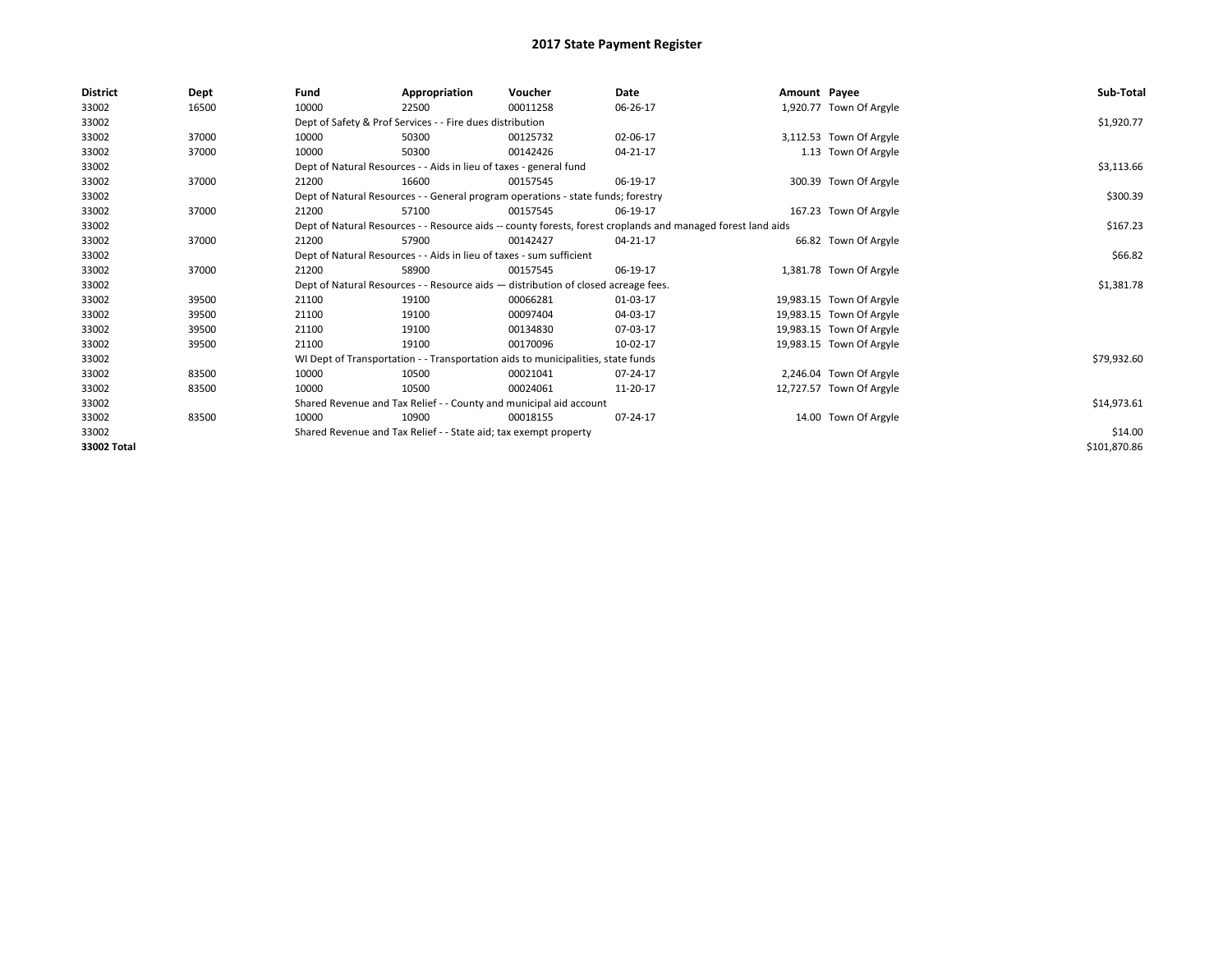# 2017 State Payment Register

| District | Dept | Fund | Appropriation | Voucher | Date | Amount | Payee | Sub-Total |
|---|---|---|---|---|---|---|---|---|
| 33002 | 16500 | 10000 | 22500 | 00011258 | 06-26-17 | 1,920.77 | Town Of Argyle | |
| 33002 | | Dept of Safety & Prof Services - - Fire dues distribution | | | | | | $1,920.77 |
| 33002 | 37000 | 10000 | 50300 | 00125732 | 02-06-17 | 3,112.53 | Town Of Argyle | |
| 33002 | 37000 | 10000 | 50300 | 00142426 | 04-21-17 | 1.13 | Town Of Argyle | |
| 33002 | | Dept of Natural Resources - - Aids in lieu of taxes - general fund | | | | | | $3,113.66 |
| 33002 | 37000 | 21200 | 16600 | 00157545 | 06-19-17 | 300.39 | Town Of Argyle | |
| 33002 | | Dept of Natural Resources - - General program operations - state funds; forestry | | | | | | $300.39 |
| 33002 | 37000 | 21200 | 57100 | 00157545 | 06-19-17 | 167.23 | Town Of Argyle | |
| 33002 | | Dept of Natural Resources - - Resource aids -- county forests, forest croplands and managed forest land aids | | | | | | $167.23 |
| 33002 | 37000 | 21200 | 57900 | 00142427 | 04-21-17 | 66.82 | Town Of Argyle | |
| 33002 | | Dept of Natural Resources - - Aids in lieu of taxes - sum sufficient | | | | | | $66.82 |
| 33002 | 37000 | 21200 | 58900 | 00157545 | 06-19-17 | 1,381.78 | Town Of Argyle | |
| 33002 | | Dept of Natural Resources - - Resource aids — distribution of closed acreage fees. | | | | | | $1,381.78 |
| 33002 | 39500 | 21100 | 19100 | 00066281 | 01-03-17 | 19,983.15 | Town Of Argyle | |
| 33002 | 39500 | 21100 | 19100 | 00097404 | 04-03-17 | 19,983.15 | Town Of Argyle | |
| 33002 | 39500 | 21100 | 19100 | 00134830 | 07-03-17 | 19,983.15 | Town Of Argyle | |
| 33002 | 39500 | 21100 | 19100 | 00170096 | 10-02-17 | 19,983.15 | Town Of Argyle | |
| 33002 | | WI Dept of Transportation - - Transportation aids to municipalities, state funds | | | | | | $79,932.60 |
| 33002 | 83500 | 10000 | 10500 | 00021041 | 07-24-17 | 2,246.04 | Town Of Argyle | |
| 33002 | 83500 | 10000 | 10500 | 00024061 | 11-20-17 | 12,727.57 | Town Of Argyle | |
| 33002 | | Shared Revenue and Tax Relief - - County and municipal aid account | | | | | | $14,973.61 |
| 33002 | 83500 | 10000 | 10900 | 00018155 | 07-24-17 | 14.00 | Town Of Argyle | |
| 33002 | | Shared Revenue and Tax Relief - - State aid; tax exempt property | | | | | | $14.00 |
| **33002 Total** | | | | | | | | $101,870.86 |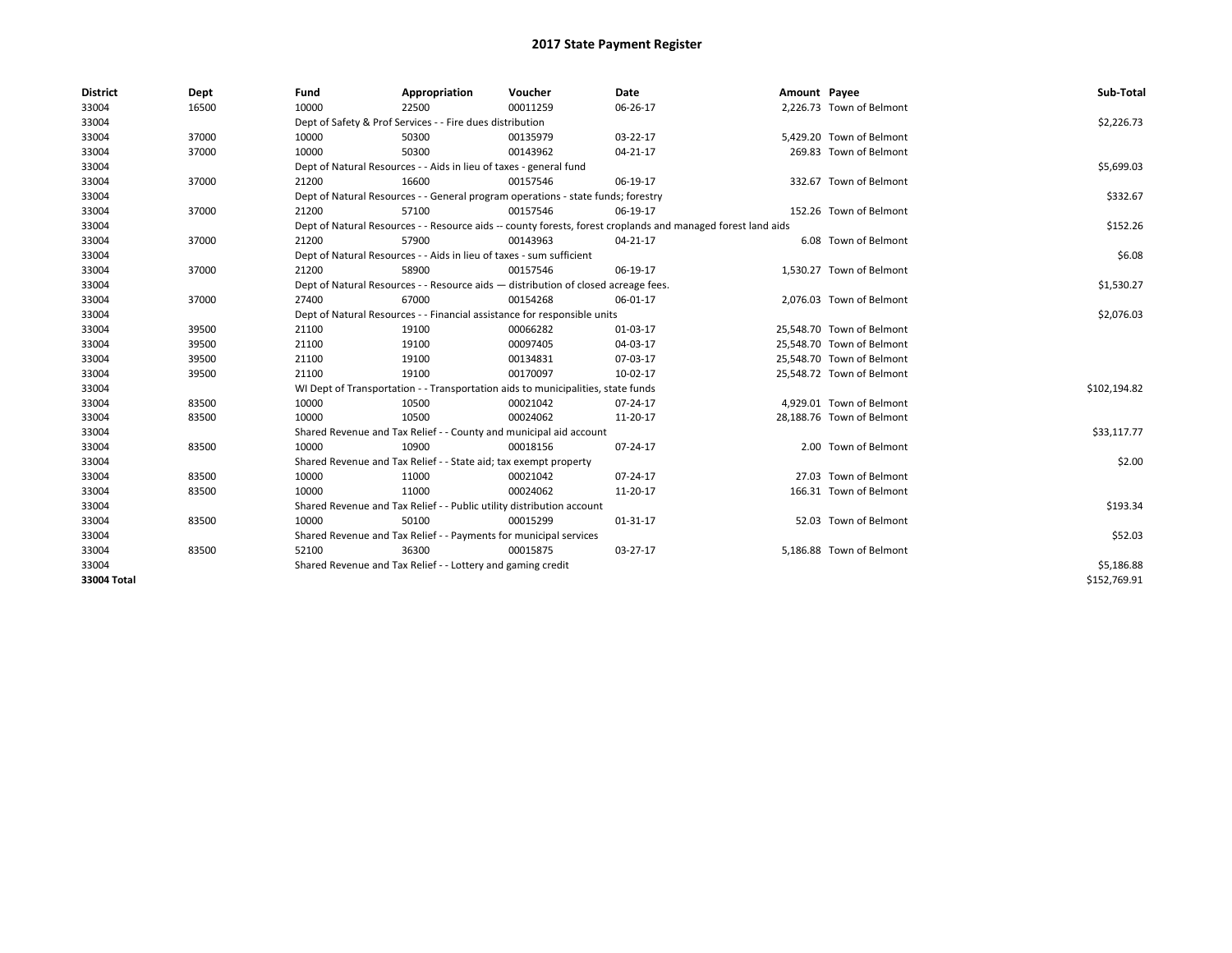# 2017 State Payment Register

| District | Dept | Fund | Appropriation | Voucher | Date | Amount | Payee | Sub-Total |
|---|---|---|---|---|---|---|---|---|
| 33004 | 16500 | 10000 | 22500 | 00011259 | 06-26-17 | 2,226.73 | Town of Belmont | |
| 33004 | | Dept of Safety & Prof Services - - Fire dues distribution | | | | | | $2,226.73 |
| 33004 | 37000 | 10000 | 50300 | 00135979 | 03-22-17 | 5,429.20 | Town of Belmont | |
| 33004 | 37000 | 10000 | 50300 | 00143962 | 04-21-17 | 269.83 | Town of Belmont | |
| 33004 | | Dept of Natural Resources - - Aids in lieu of taxes - general fund | | | | | | $5,699.03 |
| 33004 | 37000 | 21200 | 16600 | 00157546 | 06-19-17 | 332.67 | Town of Belmont | |
| 33004 | | Dept of Natural Resources - - General program operations - state funds; forestry | | | | | | $332.67 |
| 33004 | 37000 | 21200 | 57100 | 00157546 | 06-19-17 | 152.26 | Town of Belmont | |
| 33004 | | Dept of Natural Resources - - Resource aids -- county forests, forest croplands and managed forest land aids | | | | | | $152.26 |
| 33004 | 37000 | 21200 | 57900 | 00143963 | 04-21-17 | 6.08 | Town of Belmont | |
| 33004 | | Dept of Natural Resources - - Aids in lieu of taxes - sum sufficient | | | | | | $6.08 |
| 33004 | 37000 | 21200 | 58900 | 00157546 | 06-19-17 | 1,530.27 | Town of Belmont | |
| 33004 | | Dept of Natural Resources - - Resource aids — distribution of closed acreage fees. | | | | | | $1,530.27 |
| 33004 | 37000 | 27400 | 67000 | 00154268 | 06-01-17 | 2,076.03 | Town of Belmont | |
| 33004 | | Dept of Natural Resources - - Financial assistance for responsible units | | | | | | $2,076.03 |
| 33004 | 39500 | 21100 | 19100 | 00066282 | 01-03-17 | 25,548.70 | Town of Belmont | |
| 33004 | 39500 | 21100 | 19100 | 00097405 | 04-03-17 | 25,548.70 | Town of Belmont | |
| 33004 | 39500 | 21100 | 19100 | 00134831 | 07-03-17 | 25,548.70 | Town of Belmont | |
| 33004 | 39500 | 21100 | 19100 | 00170097 | 10-02-17 | 25,548.72 | Town of Belmont | |
| 33004 | | WI Dept of Transportation - - Transportation aids to municipalities, state funds | | | | | | $102,194.82 |
| 33004 | 83500 | 10000 | 10500 | 00021042 | 07-24-17 | 4,929.01 | Town of Belmont | |
| 33004 | 83500 | 10000 | 10500 | 00024062 | 11-20-17 | 28,188.76 | Town of Belmont | |
| 33004 | | Shared Revenue and Tax Relief - - County and municipal aid account | | | | | | $33,117.77 |
| 33004 | 83500 | 10000 | 10900 | 00018156 | 07-24-17 | 2.00 | Town of Belmont | |
| 33004 | | Shared Revenue and Tax Relief - - State aid; tax exempt property | | | | | | $2.00 |
| 33004 | 83500 | 10000 | 11000 | 00021042 | 07-24-17 | 27.03 | Town of Belmont | |
| 33004 | 83500 | 10000 | 11000 | 00024062 | 11-20-17 | 166.31 | Town of Belmont | |
| 33004 | | Shared Revenue and Tax Relief - - Public utility distribution account | | | | | | $193.34 |
| 33004 | 83500 | 10000 | 50100 | 00015299 | 01-31-17 | 52.03 | Town of Belmont | |
| 33004 | | Shared Revenue and Tax Relief - - Payments for municipal services | | | | | | $52.03 |
| 33004 | 83500 | 52100 | 36300 | 00015875 | 03-27-17 | 5,186.88 | Town of Belmont | |
| 33004 | | Shared Revenue and Tax Relief - - Lottery and gaming credit | | | | | | $5,186.88 |
| **33004 Total** | | | | | | | | $152,769.91 |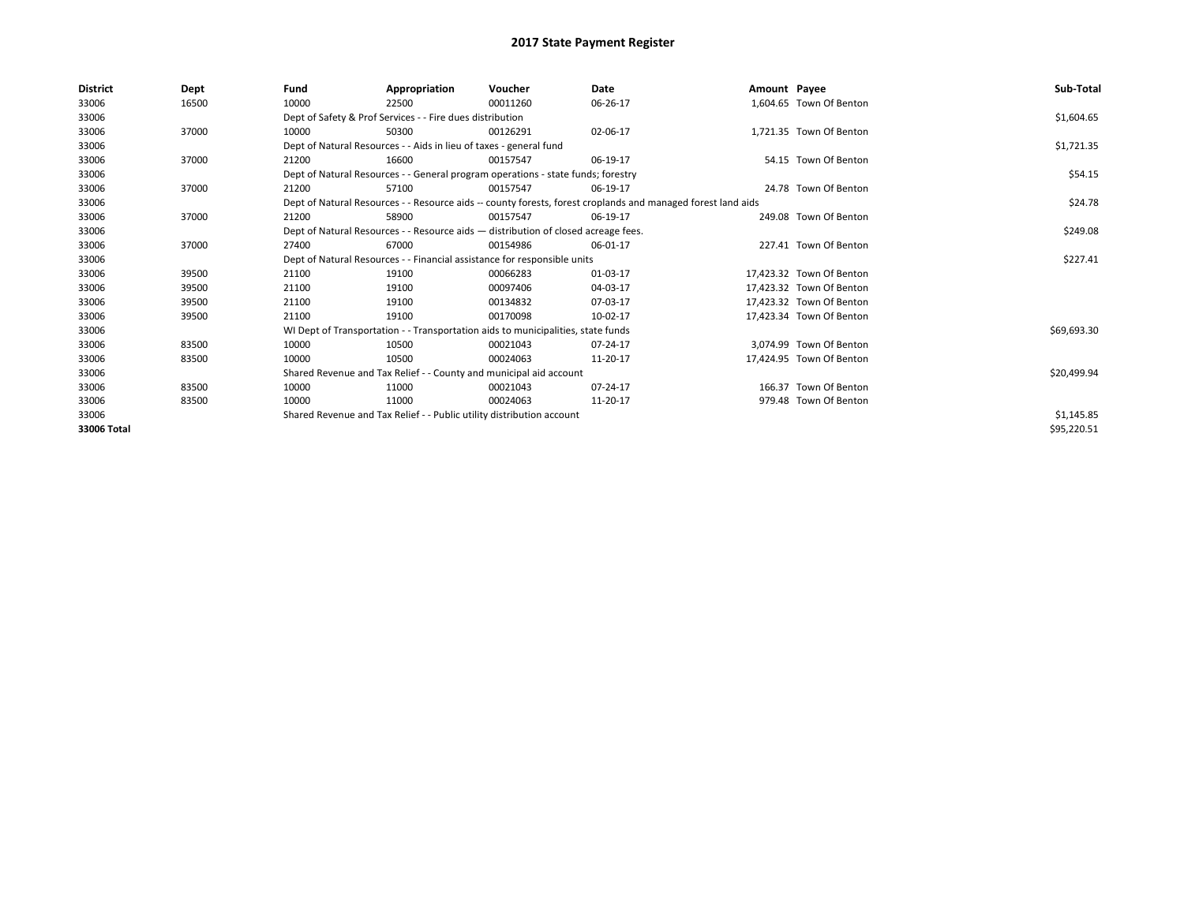# 2017 State Payment Register

| District | Dept | Fund | Appropriation | Voucher | Date | Amount | Payee | Sub-Total |
|---|---|---|---|---|---|---|---|---|
| 33006 | 16500 | 10000 | 22500 | 00011260 | 06-26-17 | 1,604.65 | Town Of Benton | |
| 33006 | | Dept of Safety & Prof Services - - Fire dues distribution | | | | | | $1,604.65 |
| 33006 | 37000 | 10000 | 50300 | 00126291 | 02-06-17 | 1,721.35 | Town Of Benton | |
| 33006 | | Dept of Natural Resources - - Aids in lieu of taxes - general fund | | | | | | $1,721.35 |
| 33006 | 37000 | 21200 | 16600 | 00157547 | 06-19-17 | 54.15 | Town Of Benton | |
| 33006 | | Dept of Natural Resources - - General program operations - state funds; forestry | | | | | | $54.15 |
| 33006 | 37000 | 21200 | 57100 | 00157547 | 06-19-17 | 24.78 | Town Of Benton | |
| 33006 | | Dept of Natural Resources - - Resource aids -- county forests, forest croplands and managed forest land aids | | | | | | $24.78 |
| 33006 | 37000 | 21200 | 58900 | 00157547 | 06-19-17 | 249.08 | Town Of Benton | |
| 33006 | | Dept of Natural Resources - - Resource aids — distribution of closed acreage fees. | | | | | | $249.08 |
| 33006 | 37000 | 27400 | 67000 | 00154986 | 06-01-17 | 227.41 | Town Of Benton | |
| 33006 | | Dept of Natural Resources - - Financial assistance for responsible units | | | | | | $227.41 |
| 33006 | 39500 | 21100 | 19100 | 00066283 | 01-03-17 | 17,423.32 | Town Of Benton | |
| 33006 | 39500 | 21100 | 19100 | 00097406 | 04-03-17 | 17,423.32 | Town Of Benton | |
| 33006 | 39500 | 21100 | 19100 | 00134832 | 07-03-17 | 17,423.32 | Town Of Benton | |
| 33006 | 39500 | 21100 | 19100 | 00170098 | 10-02-17 | 17,423.34 | Town Of Benton | |
| 33006 | | WI Dept of Transportation - - Transportation aids to municipalities, state funds | | | | | | $69,693.30 |
| 33006 | 83500 | 10000 | 10500 | 00021043 | 07-24-17 | 3,074.99 | Town Of Benton | |
| 33006 | 83500 | 10000 | 10500 | 00024063 | 11-20-17 | 17,424.95 | Town Of Benton | |
| 33006 | | Shared Revenue and Tax Relief - - County and municipal aid account | | | | | | $20,499.94 |
| 33006 | 83500 | 10000 | 11000 | 00021043 | 07-24-17 | 166.37 | Town Of Benton | |
| 33006 | 83500 | 10000 | 11000 | 00024063 | 11-20-17 | 979.48 | Town Of Benton | |
| 33006 | | Shared Revenue and Tax Relief - - Public utility distribution account | | | | | | $1,145.85 |
| **33006 Total** | | | | | | | | $95,220.51 |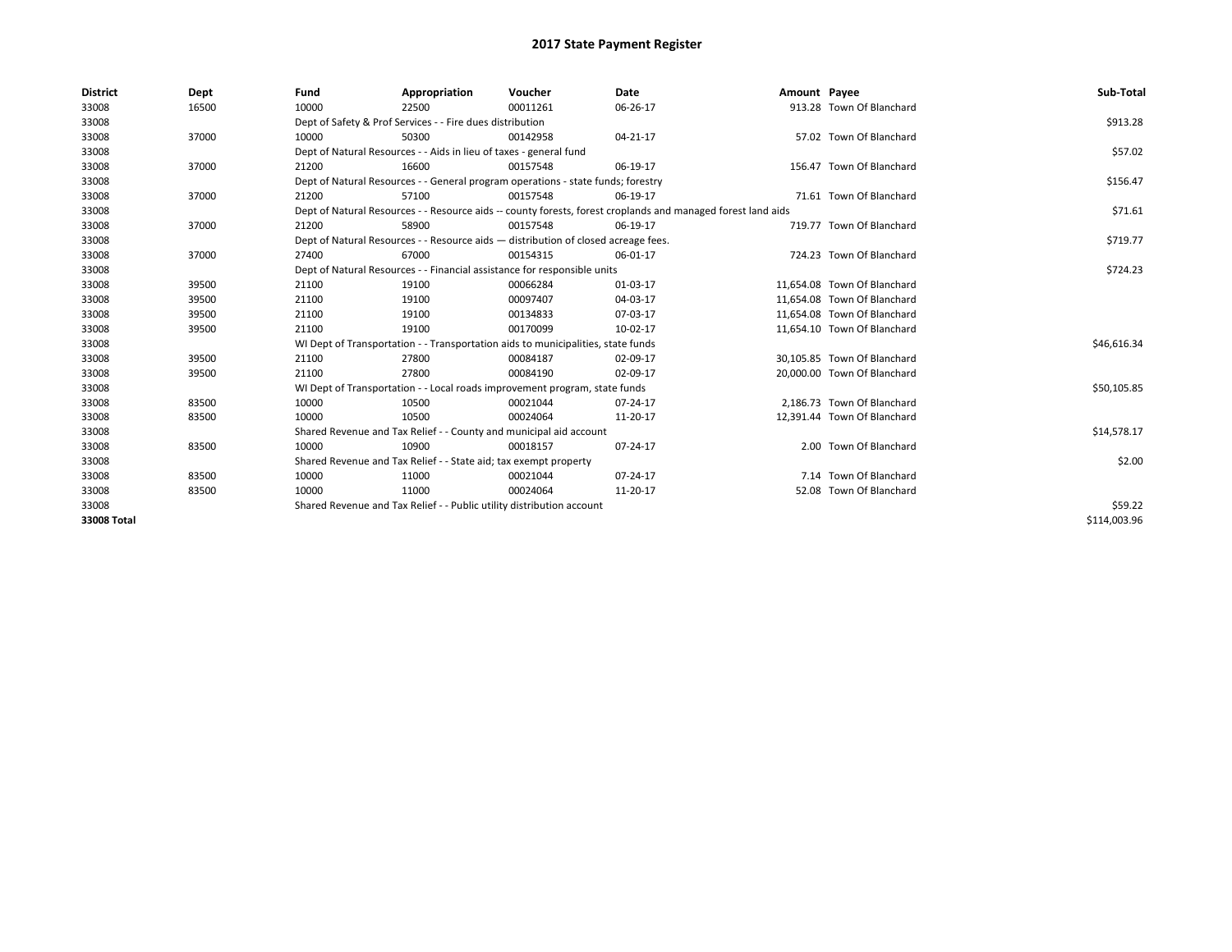# 2017 State Payment Register

| District | Dept | Fund | Appropriation | Voucher | Date | Amount | Payee | Sub-Total |
|---|---|---|---|---|---|---|---|---|
| 33008 | 16500 | 10000 | 22500 | 00011261 | 06-26-17 | 913.28 | Town Of Blanchard | |
| 33008 | | Dept of Safety & Prof Services - - Fire dues distribution | | | | | | $913.28 |
| 33008 | 37000 | 10000 | 50300 | 00142958 | 04-21-17 | 57.02 | Town Of Blanchard | |
| 33008 | | Dept of Natural Resources - - Aids in lieu of taxes - general fund | | | | | | $57.02 |
| 33008 | 37000 | 21200 | 16600 | 00157548 | 06-19-17 | 156.47 | Town Of Blanchard | |
| 33008 | | Dept of Natural Resources - - General program operations - state funds; forestry | | | | | | $156.47 |
| 33008 | 37000 | 21200 | 57100 | 00157548 | 06-19-17 | 71.61 | Town Of Blanchard | |
| 33008 | | Dept of Natural Resources - - Resource aids -- county forests, forest croplands and managed forest land aids | | | | | | $71.61 |
| 33008 | 37000 | 21200 | 58900 | 00157548 | 06-19-17 | 719.77 | Town Of Blanchard | |
| 33008 | | Dept of Natural Resources - - Resource aids — distribution of closed acreage fees. | | | | | | $719.77 |
| 33008 | 37000 | 27400 | 67000 | 00154315 | 06-01-17 | 724.23 | Town Of Blanchard | |
| 33008 | | Dept of Natural Resources - - Financial assistance for responsible units | | | | | | $724.23 |
| 33008 | 39500 | 21100 | 19100 | 00066284 | 01-03-17 | 11,654.08 | Town Of Blanchard | |
| 33008 | 39500 | 21100 | 19100 | 00097407 | 04-03-17 | 11,654.08 | Town Of Blanchard | |
| 33008 | 39500 | 21100 | 19100 | 00134833 | 07-03-17 | 11,654.08 | Town Of Blanchard | |
| 33008 | 39500 | 21100 | 19100 | 00170099 | 10-02-17 | 11,654.10 | Town Of Blanchard | |
| 33008 | | WI Dept of Transportation - - Transportation aids to municipalities, state funds | | | | | | $46,616.34 |
| 33008 | 39500 | 21100 | 27800 | 00084187 | 02-09-17 | 30,105.85 | Town Of Blanchard | |
| 33008 | 39500 | 21100 | 27800 | 00084190 | 02-09-17 | 20,000.00 | Town Of Blanchard | |
| 33008 | | WI Dept of Transportation - - Local roads improvement program, state funds | | | | | | $50,105.85 |
| 33008 | 83500 | 10000 | 10500 | 00021044 | 07-24-17 | 2,186.73 | Town Of Blanchard | |
| 33008 | 83500 | 10000 | 10500 | 00024064 | 11-20-17 | 12,391.44 | Town Of Blanchard | |
| 33008 | | Shared Revenue and Tax Relief - - County and municipal aid account | | | | | | $14,578.17 |
| 33008 | 83500 | 10000 | 10900 | 00018157 | 07-24-17 | 2.00 | Town Of Blanchard | |
| 33008 | | Shared Revenue and Tax Relief - - State aid; tax exempt property | | | | | | $2.00 |
| 33008 | 83500 | 10000 | 11000 | 00021044 | 07-24-17 | 7.14 | Town Of Blanchard | |
| 33008 | 83500 | 10000 | 11000 | 00024064 | 11-20-17 | 52.08 | Town Of Blanchard | |
| 33008 | | Shared Revenue and Tax Relief - - Public utility distribution account | | | | | | $59.22 |
| **33008 Total** | | | | | | | | $114,003.96 |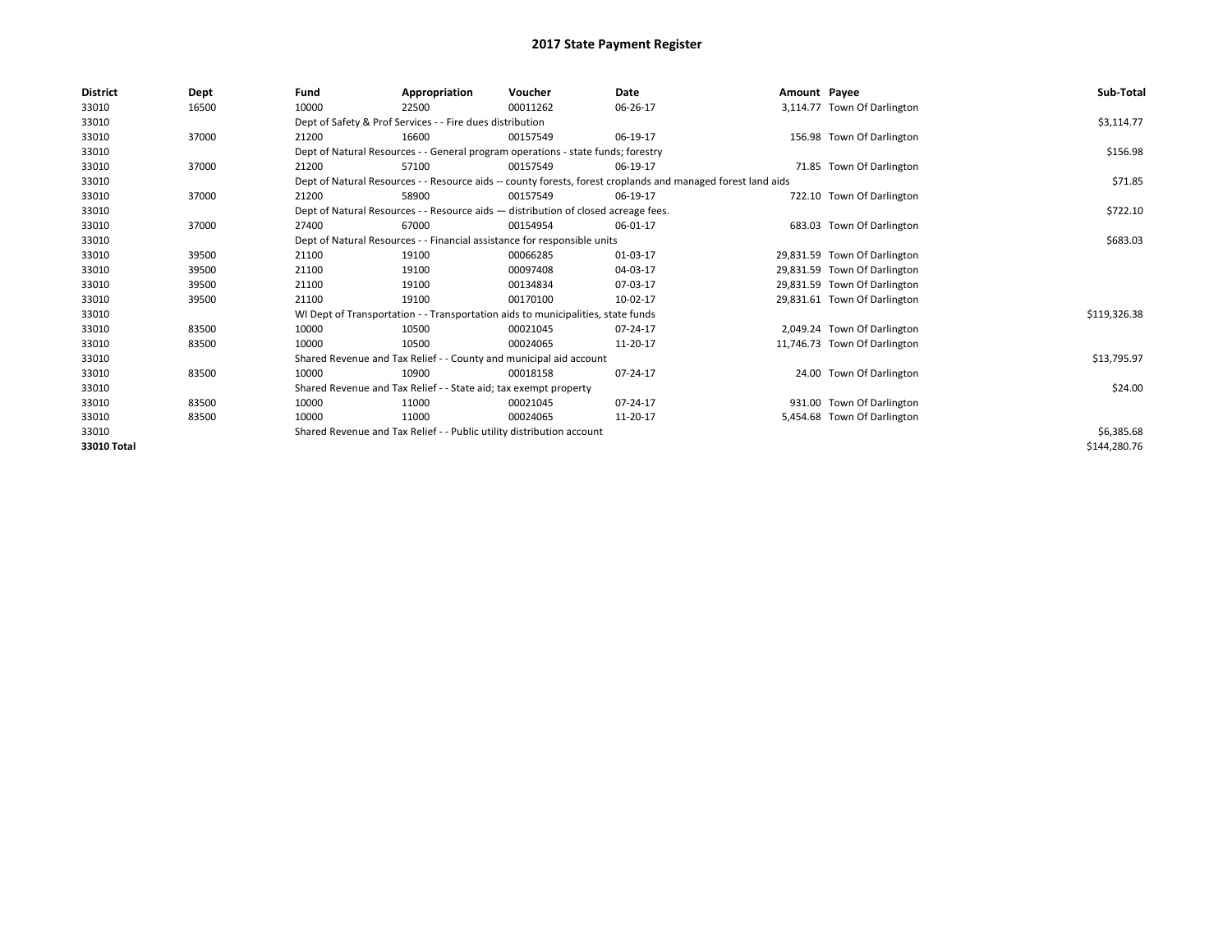# 2017 State Payment Register

| District | Dept | Fund | Appropriation | Voucher | Date | Amount | Payee | Sub-Total |
|---|---|---|---|---|---|---|---|---|
| 33010 | 16500 | 10000 | 22500 | 00011262 | 06-26-17 | 3,114.77 | Town Of Darlington | |
| 33010 | | Dept of Safety & Prof Services - - Fire dues distribution | | | | | | $3,114.77 |
| 33010 | 37000 | 21200 | 16600 | 00157549 | 06-19-17 | 156.98 | Town Of Darlington | |
| 33010 | | Dept of Natural Resources - - General program operations - state funds; forestry | | | | | | $156.98 |
| 33010 | 37000 | 21200 | 57100 | 00157549 | 06-19-17 | 71.85 | Town Of Darlington | |
| 33010 | | Dept of Natural Resources - - Resource aids -- county forests, forest croplands and managed forest land aids | | | | | | $71.85 |
| 33010 | 37000 | 21200 | 58900 | 00157549 | 06-19-17 | 722.10 | Town Of Darlington | |
| 33010 | | Dept of Natural Resources - - Resource aids — distribution of closed acreage fees. | | | | | | $722.10 |
| 33010 | 37000 | 27400 | 67000 | 00154954 | 06-01-17 | 683.03 | Town Of Darlington | |
| 33010 | | Dept of Natural Resources - - Financial assistance for responsible units | | | | | | $683.03 |
| 33010 | 39500 | 21100 | 19100 | 00066285 | 01-03-17 | 29,831.59 | Town Of Darlington | |
| 33010 | 39500 | 21100 | 19100 | 00097408 | 04-03-17 | 29,831.59 | Town Of Darlington | |
| 33010 | 39500 | 21100 | 19100 | 00134834 | 07-03-17 | 29,831.59 | Town Of Darlington | |
| 33010 | 39500 | 21100 | 19100 | 00170100 | 10-02-17 | 29,831.61 | Town Of Darlington | |
| 33010 | | WI Dept of Transportation - - Transportation aids to municipalities, state funds | | | | | | $119,326.38 |
| 33010 | 83500 | 10000 | 10500 | 00021045 | 07-24-17 | 2,049.24 | Town Of Darlington | |
| 33010 | 83500 | 10000 | 10500 | 00024065 | 11-20-17 | 11,746.73 | Town Of Darlington | |
| 33010 | | Shared Revenue and Tax Relief - - County and municipal aid account | | | | | | $13,795.97 |
| 33010 | 83500 | 10000 | 10900 | 00018158 | 07-24-17 | 24.00 | Town Of Darlington | |
| 33010 | | Shared Revenue and Tax Relief - - State aid; tax exempt property | | | | | | $24.00 |
| 33010 | 83500 | 10000 | 11000 | 00021045 | 07-24-17 | 931.00 | Town Of Darlington | |
| 33010 | 83500 | 10000 | 11000 | 00024065 | 11-20-17 | 5,454.68 | Town Of Darlington | |
| 33010 | | Shared Revenue and Tax Relief - - Public utility distribution account | | | | | | $6,385.68 |
| **33010 Total** | | | | | | | | $144,280.76 |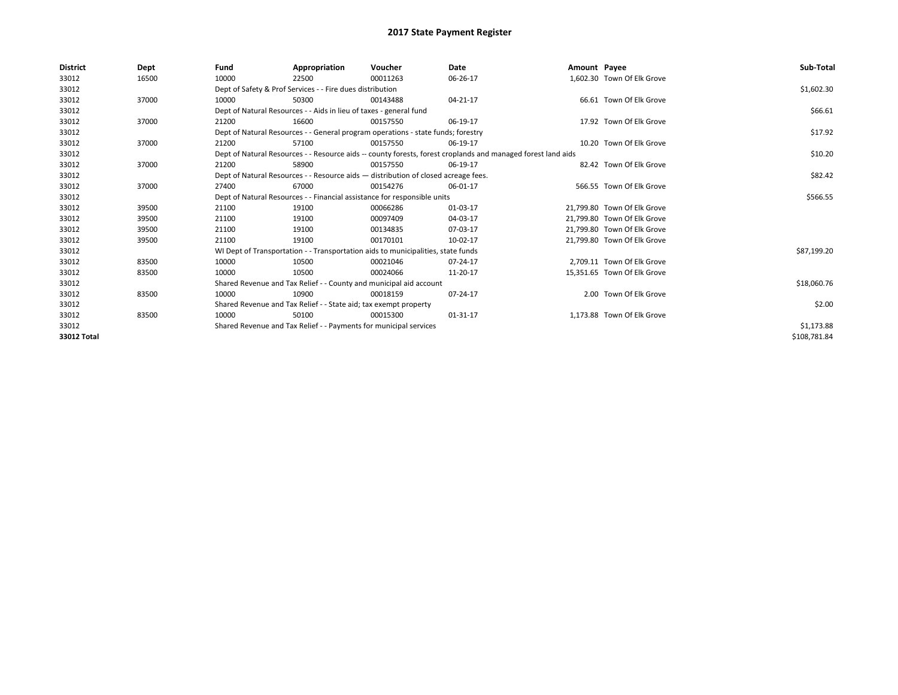# 2017 State Payment Register

| District | Dept | Fund | Appropriation | Voucher | Date | Amount | Payee | Sub-Total |
|---|---|---|---|---|---|---|---|---|
| 33012 | 16500 | 10000 | 22500 | 00011263 | 06-26-17 | 1,602.30 | Town Of Elk Grove | |
| 33012 | | Dept of Safety & Prof Services - - Fire dues distribution | | | | | | $1,602.30 |
| 33012 | 37000 | 10000 | 50300 | 00143488 | 04-21-17 | 66.61 | Town Of Elk Grove | |
| 33012 | | Dept of Natural Resources - - Aids in lieu of taxes - general fund | | | | | | $66.61 |
| 33012 | 37000 | 21200 | 16600 | 00157550 | 06-19-17 | 17.92 | Town Of Elk Grove | |
| 33012 | | Dept of Natural Resources - - General program operations - state funds; forestry | | | | | | $17.92 |
| 33012 | 37000 | 21200 | 57100 | 00157550 | 06-19-17 | 10.20 | Town Of Elk Grove | |
| 33012 | | Dept of Natural Resources - - Resource aids -- county forests, forest croplands and managed forest land aids | | | | | | $10.20 |
| 33012 | 37000 | 21200 | 58900 | 00157550 | 06-19-17 | 82.42 | Town Of Elk Grove | |
| 33012 | | Dept of Natural Resources - - Resource aids — distribution of closed acreage fees. | | | | | | $82.42 |
| 33012 | 37000 | 27400 | 67000 | 00154276 | 06-01-17 | 566.55 | Town Of Elk Grove | |
| 33012 | | Dept of Natural Resources - - Financial assistance for responsible units | | | | | | $566.55 |
| 33012 | 39500 | 21100 | 19100 | 00066286 | 01-03-17 | 21,799.80 | Town Of Elk Grove | |
| 33012 | 39500 | 21100 | 19100 | 00097409 | 04-03-17 | 21,799.80 | Town Of Elk Grove | |
| 33012 | 39500 | 21100 | 19100 | 00134835 | 07-03-17 | 21,799.80 | Town Of Elk Grove | |
| 33012 | 39500 | 21100 | 19100 | 00170101 | 10-02-17 | 21,799.80 | Town Of Elk Grove | |
| 33012 | | WI Dept of Transportation - - Transportation aids to municipalities, state funds | | | | | | $87,199.20 |
| 33012 | 83500 | 10000 | 10500 | 00021046 | 07-24-17 | 2,709.11 | Town Of Elk Grove | |
| 33012 | 83500 | 10000 | 10500 | 00024066 | 11-20-17 | 15,351.65 | Town Of Elk Grove | |
| 33012 | | Shared Revenue and Tax Relief - - County and municipal aid account | | | | | | $18,060.76 |
| 33012 | 83500 | 10000 | 10900 | 00018159 | 07-24-17 | 2.00 | Town Of Elk Grove | |
| 33012 | | Shared Revenue and Tax Relief - - State aid; tax exempt property | | | | | | $2.00 |
| 33012 | 83500 | 10000 | 50100 | 00015300 | 01-31-17 | 1,173.88 | Town Of Elk Grove | |
| 33012 | | Shared Revenue and Tax Relief - - Payments for municipal services | | | | | | $1,173.88 |
| 33012 Total | | | | | | | | $108,781.84 |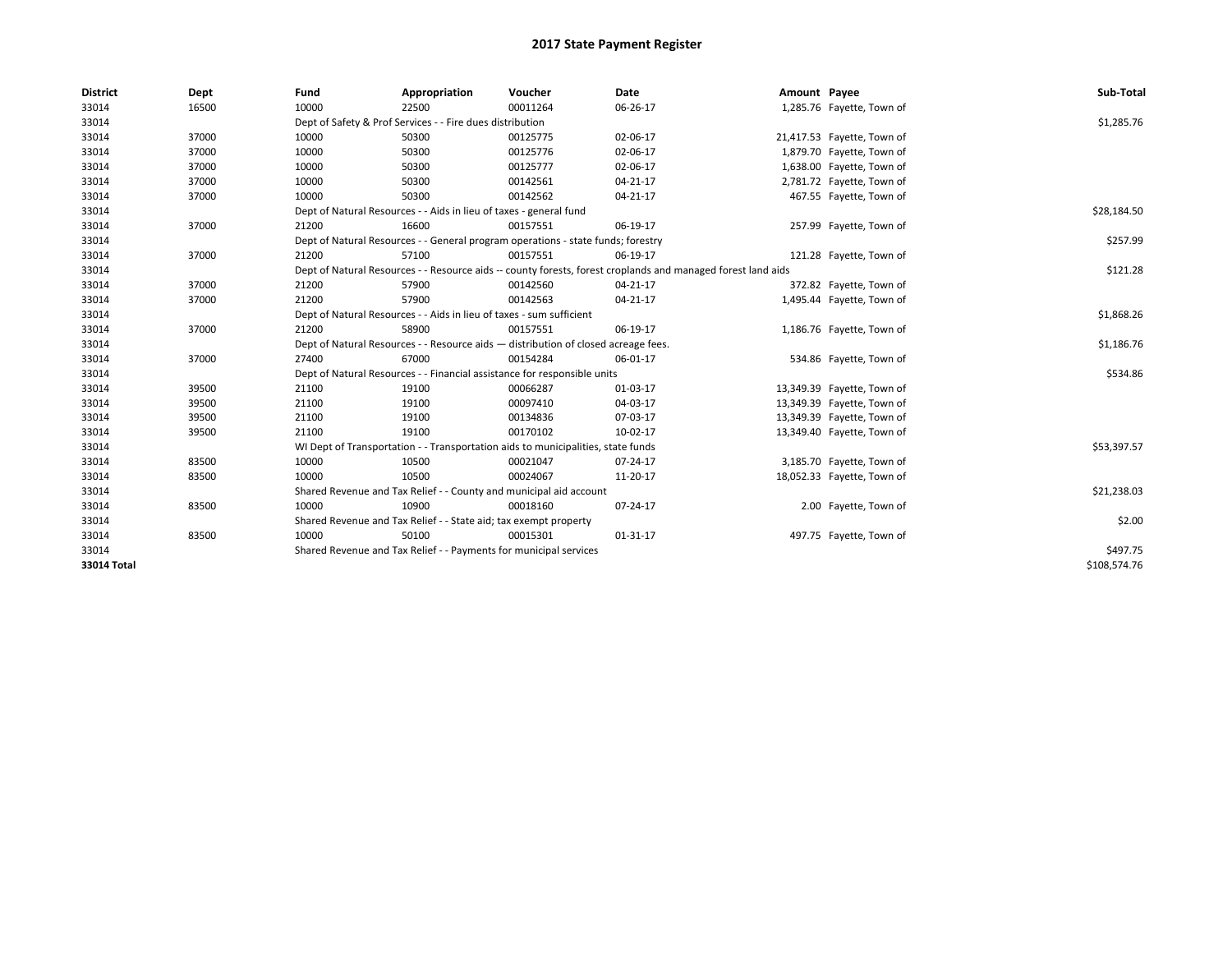# 2017 State Payment Register

| District | Dept | Fund | Appropriation | Voucher | Date | Amount | Payee | Sub-Total |
|---|---|---|---|---|---|---|---|---|
| 33014 | 16500 | 10000 | 22500 | 00011264 | 06-26-17 | 1,285.76 | Fayette, Town of | |
| 33014 | | Dept of Safety & Prof Services - - Fire dues distribution | | | | | | $1,285.76 |
| 33014 | 37000 | 10000 | 50300 | 00125775 | 02-06-17 | 21,417.53 | Fayette, Town of | |
| 33014 | 37000 | 10000 | 50300 | 00125776 | 02-06-17 | 1,879.70 | Fayette, Town of | |
| 33014 | 37000 | 10000 | 50300 | 00125777 | 02-06-17 | 1,638.00 | Fayette, Town of | |
| 33014 | 37000 | 10000 | 50300 | 00142561 | 04-21-17 | 2,781.72 | Fayette, Town of | |
| 33014 | 37000 | 10000 | 50300 | 00142562 | 04-21-17 | 467.55 | Fayette, Town of | |
| 33014 | | Dept of Natural Resources - - Aids in lieu of taxes - general fund | | | | | | $28,184.50 |
| 33014 | 37000 | 21200 | 16600 | 00157551 | 06-19-17 | 257.99 | Fayette, Town of | |
| 33014 | | Dept of Natural Resources - - General program operations - state funds; forestry | | | | | | $257.99 |
| 33014 | 37000 | 21200 | 57100 | 00157551 | 06-19-17 | 121.28 | Fayette, Town of | |
| 33014 | | Dept of Natural Resources - - Resource aids -- county forests, forest croplands and managed forest land aids | | | | | | $121.28 |
| 33014 | 37000 | 21200 | 57900 | 00142560 | 04-21-17 | 372.82 | Fayette, Town of | |
| 33014 | 37000 | 21200 | 57900 | 00142563 | 04-21-17 | 1,495.44 | Fayette, Town of | |
| 33014 | | Dept of Natural Resources - - Aids in lieu of taxes - sum sufficient | | | | | | $1,868.26 |
| 33014 | 37000 | 21200 | 58900 | 00157551 | 06-19-17 | 1,186.76 | Fayette, Town of | |
| 33014 | | Dept of Natural Resources - - Resource aids — distribution of closed acreage fees. | | | | | | $1,186.76 |
| 33014 | 37000 | 27400 | 67000 | 00154284 | 06-01-17 | 534.86 | Fayette, Town of | |
| 33014 | | Dept of Natural Resources - - Financial assistance for responsible units | | | | | | $534.86 |
| 33014 | 39500 | 21100 | 19100 | 00066287 | 01-03-17 | 13,349.39 | Fayette, Town of | |
| 33014 | 39500 | 21100 | 19100 | 00097410 | 04-03-17 | 13,349.39 | Fayette, Town of | |
| 33014 | 39500 | 21100 | 19100 | 00134836 | 07-03-17 | 13,349.39 | Fayette, Town of | |
| 33014 | 39500 | 21100 | 19100 | 00170102 | 10-02-17 | 13,349.40 | Fayette, Town of | |
| 33014 | | WI Dept of Transportation - - Transportation aids to municipalities, state funds | | | | | | $53,397.57 |
| 33014 | 83500 | 10000 | 10500 | 00021047 | 07-24-17 | 3,185.70 | Fayette, Town of | |
| 33014 | 83500 | 10000 | 10500 | 00024067 | 11-20-17 | 18,052.33 | Fayette, Town of | |
| 33014 | | Shared Revenue and Tax Relief - - County and municipal aid account | | | | | | $21,238.03 |
| 33014 | 83500 | 10000 | 10900 | 00018160 | 07-24-17 | 2.00 | Fayette, Town of | |
| 33014 | | Shared Revenue and Tax Relief - - State aid; tax exempt property | | | | | | $2.00 |
| 33014 | 83500 | 10000 | 50100 | 00015301 | 01-31-17 | 497.75 | Fayette, Town of | |
| 33014 | | Shared Revenue and Tax Relief - - Payments for municipal services | | | | | | $497.75 |
| **33014 Total** | | | | | | | | $108,574.76 |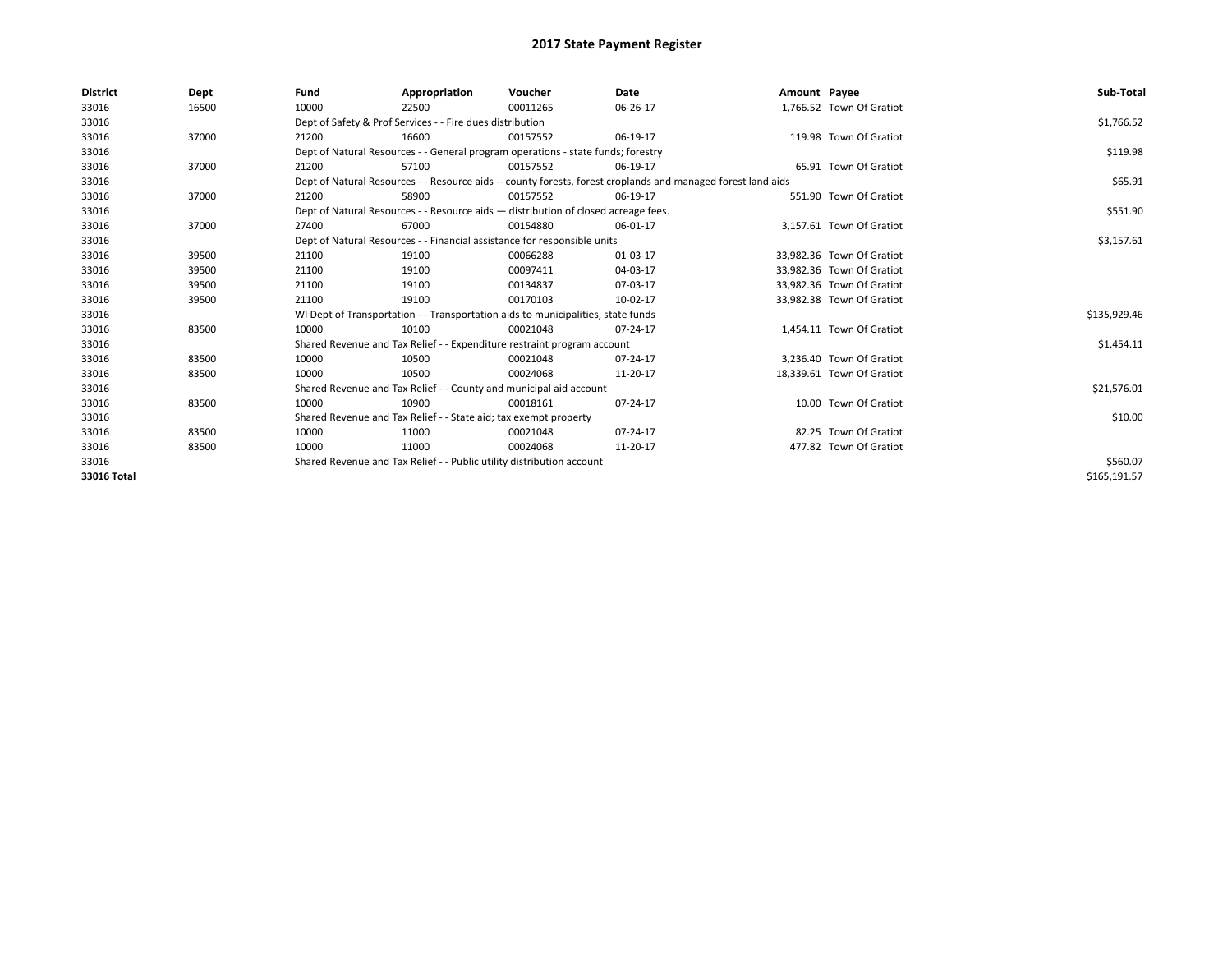# 2017 State Payment Register

| District | Dept | Fund | Appropriation | Voucher | Date | Amount | Payee | Sub-Total |
|---|---|---|---|---|---|---|---|---|
| 33016 | 16500 | 10000 | 22500 | 00011265 | 06-26-17 | 1,766.52 | Town Of Gratiot | |
| 33016 | | Dept of Safety & Prof Services - - Fire dues distribution | | | | | | $1,766.52 |
| 33016 | 37000 | 21200 | 16600 | 00157552 | 06-19-17 | 119.98 | Town Of Gratiot | |
| 33016 | | Dept of Natural Resources - - General program operations - state funds; forestry | | | | | | $119.98 |
| 33016 | 37000 | 21200 | 57100 | 00157552 | 06-19-17 | 65.91 | Town Of Gratiot | |
| 33016 | | Dept of Natural Resources - - Resource aids -- county forests, forest croplands and managed forest land aids | | | | | | $65.91 |
| 33016 | 37000 | 21200 | 58900 | 00157552 | 06-19-17 | 551.90 | Town Of Gratiot | |
| 33016 | | Dept of Natural Resources - - Resource aids — distribution of closed acreage fees. | | | | | | $551.90 |
| 33016 | 37000 | 27400 | 67000 | 00154880 | 06-01-17 | 3,157.61 | Town Of Gratiot | |
| 33016 | | Dept of Natural Resources - - Financial assistance for responsible units | | | | | | $3,157.61 |
| 33016 | 39500 | 21100 | 19100 | 00066288 | 01-03-17 | 33,982.36 | Town Of Gratiot | |
| 33016 | 39500 | 21100 | 19100 | 00097411 | 04-03-17 | 33,982.36 | Town Of Gratiot | |
| 33016 | 39500 | 21100 | 19100 | 00134837 | 07-03-17 | 33,982.36 | Town Of Gratiot | |
| 33016 | 39500 | 21100 | 19100 | 00170103 | 10-02-17 | 33,982.38 | Town Of Gratiot | |
| 33016 | | WI Dept of Transportation - - Transportation aids to municipalities, state funds | | | | | | $135,929.46 |
| 33016 | 83500 | 10000 | 10100 | 00021048 | 07-24-17 | 1,454.11 | Town Of Gratiot | |
| 33016 | | Shared Revenue and Tax Relief - - Expenditure restraint program account | | | | | | $1,454.11 |
| 33016 | 83500 | 10000 | 10500 | 00021048 | 07-24-17 | 3,236.40 | Town Of Gratiot | |
| 33016 | 83500 | 10000 | 10500 | 00024068 | 11-20-17 | 18,339.61 | Town Of Gratiot | |
| 33016 | | Shared Revenue and Tax Relief - - County and municipal aid account | | | | | | $21,576.01 |
| 33016 | 83500 | 10000 | 10900 | 00018161 | 07-24-17 | 10.00 | Town Of Gratiot | |
| 33016 | | Shared Revenue and Tax Relief - - State aid; tax exempt property | | | | | | $10.00 |
| 33016 | 83500 | 10000 | 11000 | 00021048 | 07-24-17 | 82.25 | Town Of Gratiot | |
| 33016 | 83500 | 10000 | 11000 | 00024068 | 11-20-17 | 477.82 | Town Of Gratiot | |
| 33016 | | Shared Revenue and Tax Relief - - Public utility distribution account | | | | | | $560.07 |
| 33016 Total | | | | | | | | $165,191.57 |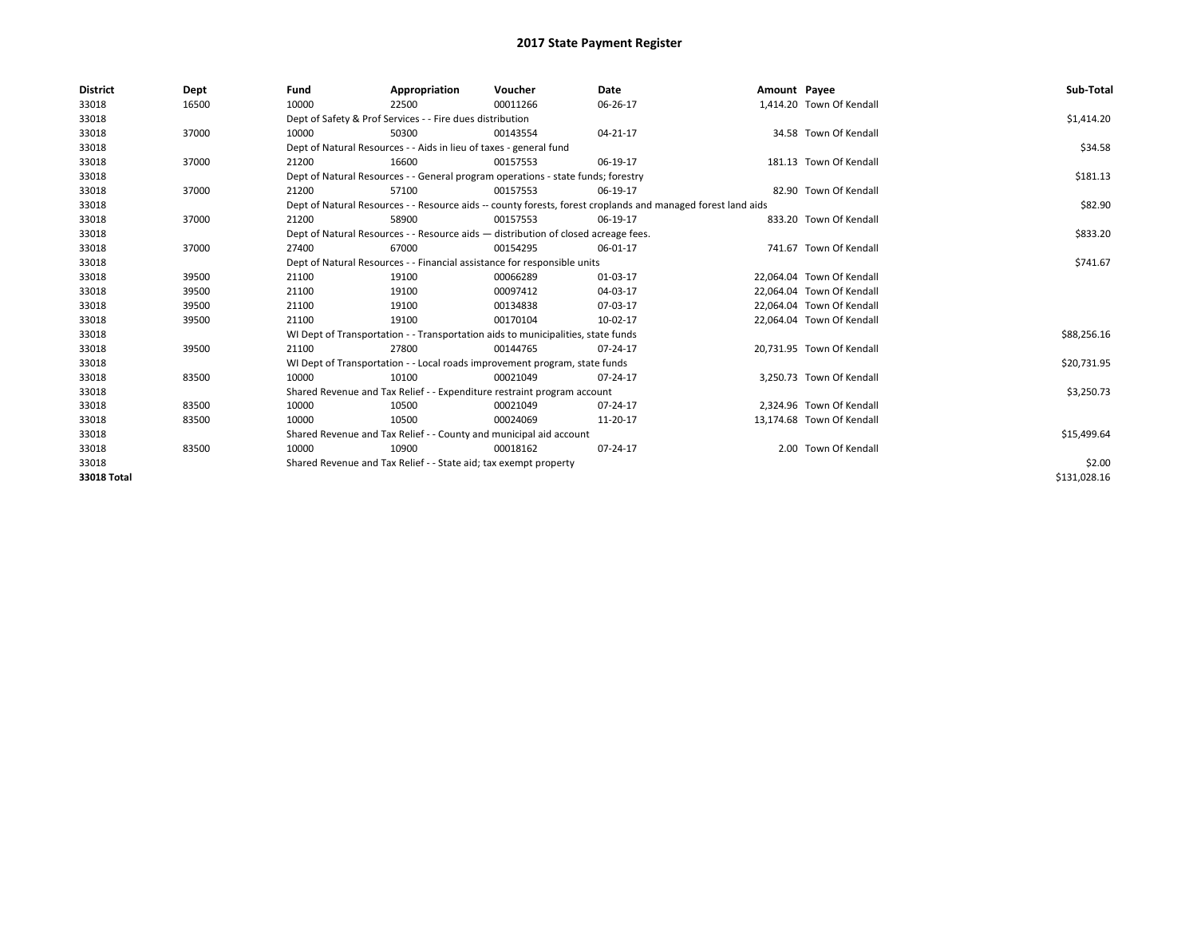# 2017 State Payment Register

| District | Dept | Fund | Appropriation | Voucher | Date | Amount | Payee | Sub-Total |
|---|---|---|---|---|---|---|---|---|
| 33018 | 16500 | 10000 | 22500 | 00011266 | 06-26-17 | 1,414.20 | Town Of Kendall | |
| 33018 | | Dept of Safety & Prof Services - - Fire dues distribution | | | | | | $1,414.20 |
| 33018 | 37000 | 10000 | 50300 | 00143554 | 04-21-17 | 34.58 | Town Of Kendall | |
| 33018 | | Dept of Natural Resources - - Aids in lieu of taxes - general fund | | | | | | $34.58 |
| 33018 | 37000 | 21200 | 16600 | 00157553 | 06-19-17 | 181.13 | Town Of Kendall | |
| 33018 | | Dept of Natural Resources - - General program operations - state funds; forestry | | | | | | $181.13 |
| 33018 | 37000 | 21200 | 57100 | 00157553 | 06-19-17 | 82.90 | Town Of Kendall | |
| 33018 | | Dept of Natural Resources - - Resource aids -- county forests, forest croplands and managed forest land aids | | | | | | $82.90 |
| 33018 | 37000 | 21200 | 58900 | 00157553 | 06-19-17 | 833.20 | Town Of Kendall | |
| 33018 | | Dept of Natural Resources - - Resource aids — distribution of closed acreage fees. | | | | | | $833.20 |
| 33018 | 37000 | 27400 | 67000 | 00154295 | 06-01-17 | 741.67 | Town Of Kendall | |
| 33018 | | Dept of Natural Resources - - Financial assistance for responsible units | | | | | | $741.67 |
| 33018 | 39500 | 21100 | 19100 | 00066289 | 01-03-17 | 22,064.04 | Town Of Kendall | |
| 33018 | 39500 | 21100 | 19100 | 00097412 | 04-03-17 | 22,064.04 | Town Of Kendall | |
| 33018 | 39500 | 21100 | 19100 | 00134838 | 07-03-17 | 22,064.04 | Town Of Kendall | |
| 33018 | 39500 | 21100 | 19100 | 00170104 | 10-02-17 | 22,064.04 | Town Of Kendall | |
| 33018 | | WI Dept of Transportation - - Transportation aids to municipalities, state funds | | | | | | $88,256.16 |
| 33018 | 39500 | 21100 | 27800 | 00144765 | 07-24-17 | 20,731.95 | Town Of Kendall | |
| 33018 | | WI Dept of Transportation - - Local roads improvement program, state funds | | | | | | $20,731.95 |
| 33018 | 83500 | 10000 | 10100 | 00021049 | 07-24-17 | 3,250.73 | Town Of Kendall | |
| 33018 | | Shared Revenue and Tax Relief - - Expenditure restraint program account | | | | | | $3,250.73 |
| 33018 | 83500 | 10000 | 10500 | 00021049 | 07-24-17 | 2,324.96 | Town Of Kendall | |
| 33018 | 83500 | 10000 | 10500 | 00024069 | 11-20-17 | 13,174.68 | Town Of Kendall | |
| 33018 | | Shared Revenue and Tax Relief - - County and municipal aid account | | | | | | $15,499.64 |
| 33018 | 83500 | 10000 | 10900 | 00018162 | 07-24-17 | 2.00 | Town Of Kendall | |
| 33018 | | Shared Revenue and Tax Relief - - State aid; tax exempt property | | | | | | $2.00 |
| **33018 Total** | | | | | | | | $131,028.16 |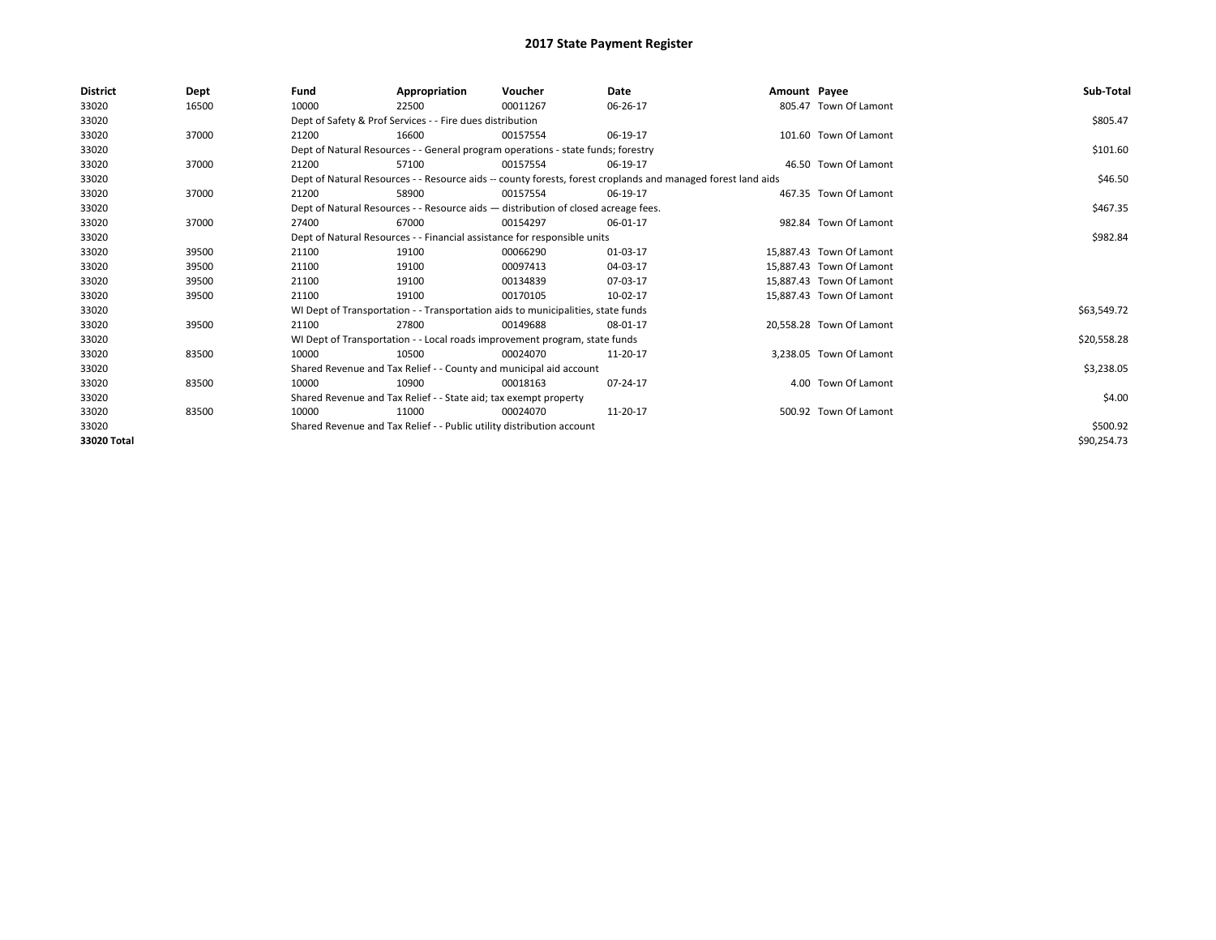# 2017 State Payment Register

| District | Dept | Fund | Appropriation | Voucher | Date | Amount | Payee | Sub-Total |
|---|---|---|---|---|---|---|---|---|
| 33020 | 16500 | 10000 | 22500 | 00011267 | 06-26-17 | 805.47 | Town Of Lamont | |
| 33020 | | Dept of Safety & Prof Services - - Fire dues distribution | | | | | | $805.47 |
| 33020 | 37000 | 21200 | 16600 | 00157554 | 06-19-17 | 101.60 | Town Of Lamont | |
| 33020 | | Dept of Natural Resources - - General program operations - state funds; forestry | | | | | | $101.60 |
| 33020 | 37000 | 21200 | 57100 | 00157554 | 06-19-17 | 46.50 | Town Of Lamont | |
| 33020 | | Dept of Natural Resources - - Resource aids -- county forests, forest croplands and managed forest land aids | | | | | | $46.50 |
| 33020 | 37000 | 21200 | 58900 | 00157554 | 06-19-17 | 467.35 | Town Of Lamont | |
| 33020 | | Dept of Natural Resources - - Resource aids — distribution of closed acreage fees. | | | | | | $467.35 |
| 33020 | 37000 | 27400 | 67000 | 00154297 | 06-01-17 | 982.84 | Town Of Lamont | |
| 33020 | | Dept of Natural Resources - - Financial assistance for responsible units | | | | | | $982.84 |
| 33020 | 39500 | 21100 | 19100 | 00066290 | 01-03-17 | 15,887.43 | Town Of Lamont | |
| 33020 | 39500 | 21100 | 19100 | 00097413 | 04-03-17 | 15,887.43 | Town Of Lamont | |
| 33020 | 39500 | 21100 | 19100 | 00134839 | 07-03-17 | 15,887.43 | Town Of Lamont | |
| 33020 | 39500 | 21100 | 19100 | 00170105 | 10-02-17 | 15,887.43 | Town Of Lamont | |
| 33020 | | WI Dept of Transportation - - Transportation aids to municipalities, state funds | | | | | | $63,549.72 |
| 33020 | 39500 | 21100 | 27800 | 00149688 | 08-01-17 | 20,558.28 | Town Of Lamont | |
| 33020 | | WI Dept of Transportation - - Local roads improvement program, state funds | | | | | | $20,558.28 |
| 33020 | 83500 | 10000 | 10500 | 00024070 | 11-20-17 | 3,238.05 | Town Of Lamont | |
| 33020 | | Shared Revenue and Tax Relief - - County and municipal aid account | | | | | | $3,238.05 |
| 33020 | 83500 | 10000 | 10900 | 00018163 | 07-24-17 | 4.00 | Town Of Lamont | |
| 33020 | | Shared Revenue and Tax Relief - - State aid; tax exempt property | | | | | | $4.00 |
| 33020 | 83500 | 10000 | 11000 | 00024070 | 11-20-17 | 500.92 | Town Of Lamont | |
| 33020 | | Shared Revenue and Tax Relief - - Public utility distribution account | | | | | | $500.92 |
| **33020 Total** | | | | | | | | $90,254.73 |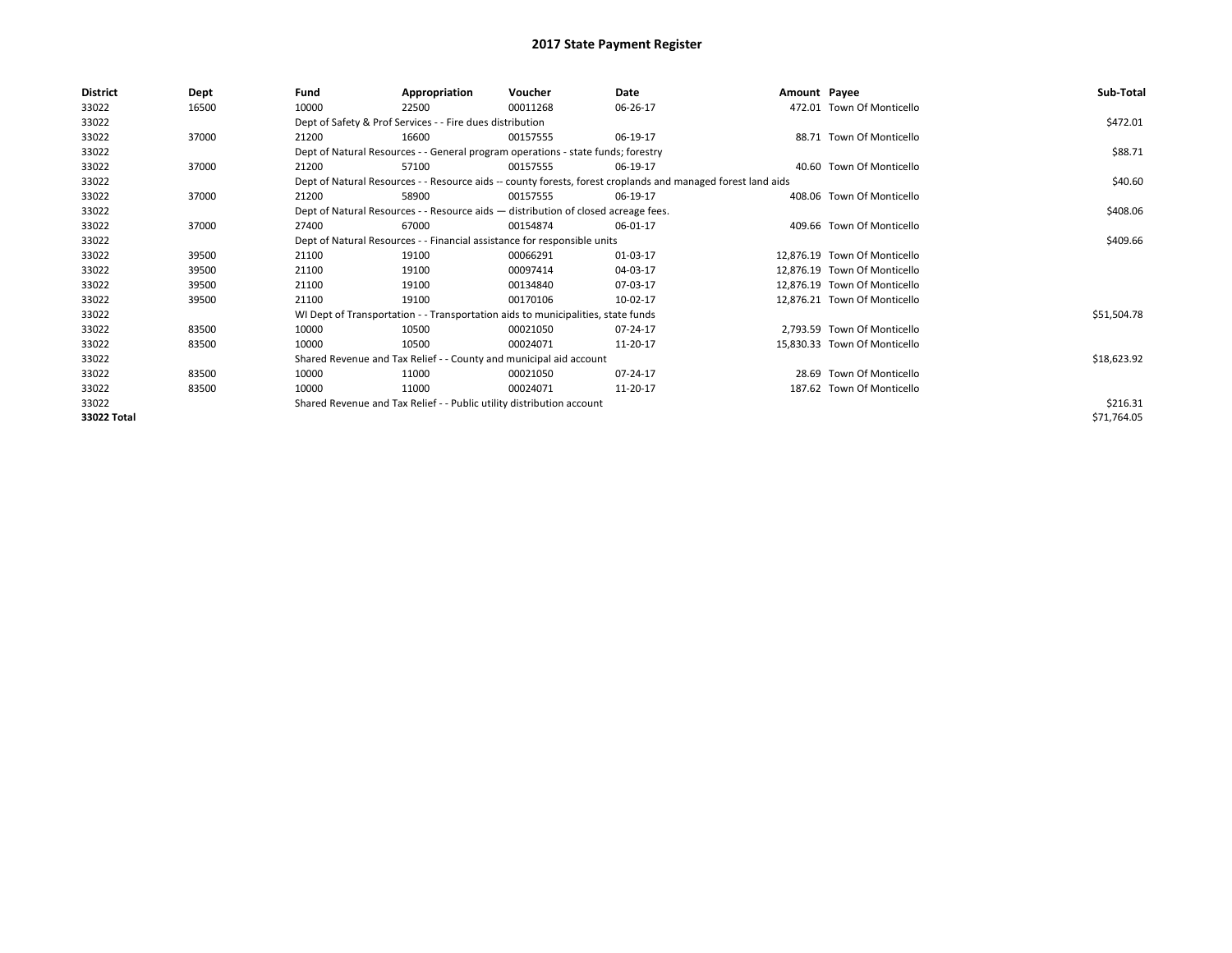# 2017 State Payment Register

| District | Dept | Fund | Appropriation | Voucher | Date | Amount | Payee | Sub-Total |
|---|---|---|---|---|---|---|---|---|
| 33022 | 16500 | 10000 | 22500 | 00011268 | 06-26-17 | 472.01 | Town Of Monticello | |
| 33022 | | Dept of Safety & Prof Services - - Fire dues distribution | | | | | | $472.01 |
| 33022 | 37000 | 21200 | 16600 | 00157555 | 06-19-17 | 88.71 | Town Of Monticello | |
| 33022 | | Dept of Natural Resources - - General program operations - state funds; forestry | | | | | | $88.71 |
| 33022 | 37000 | 21200 | 57100 | 00157555 | 06-19-17 | 40.60 | Town Of Monticello | |
| 33022 | | Dept of Natural Resources - - Resource aids -- county forests, forest croplands and managed forest land aids | | | | | | $40.60 |
| 33022 | 37000 | 21200 | 58900 | 00157555 | 06-19-17 | 408.06 | Town Of Monticello | |
| 33022 | | Dept of Natural Resources - - Resource aids — distribution of closed acreage fees. | | | | | | $408.06 |
| 33022 | 37000 | 27400 | 67000 | 00154874 | 06-01-17 | 409.66 | Town Of Monticello | |
| 33022 | | Dept of Natural Resources - - Financial assistance for responsible units | | | | | | $409.66 |
| 33022 | 39500 | 21100 | 19100 | 00066291 | 01-03-17 | 12,876.19 | Town Of Monticello | |
| 33022 | 39500 | 21100 | 19100 | 00097414 | 04-03-17 | 12,876.19 | Town Of Monticello | |
| 33022 | 39500 | 21100 | 19100 | 00134840 | 07-03-17 | 12,876.19 | Town Of Monticello | |
| 33022 | 39500 | 21100 | 19100 | 00170106 | 10-02-17 | 12,876.21 | Town Of Monticello | |
| 33022 | | WI Dept of Transportation - - Transportation aids to municipalities, state funds | | | | | | $51,504.78 |
| 33022 | 83500 | 10000 | 10500 | 00021050 | 07-24-17 | 2,793.59 | Town Of Monticello | |
| 33022 | 83500 | 10000 | 10500 | 00024071 | 11-20-17 | 15,830.33 | Town Of Monticello | |
| 33022 | | Shared Revenue and Tax Relief - - County and municipal aid account | | | | | | $18,623.92 |
| 33022 | 83500 | 10000 | 11000 | 00021050 | 07-24-17 | 28.69 | Town Of Monticello | |
| 33022 | 83500 | 10000 | 11000 | 00024071 | 11-20-17 | 187.62 | Town Of Monticello | |
| 33022 | | Shared Revenue and Tax Relief - - Public utility distribution account | | | | | | $216.31 |
| **33022 Total** | | | | | | | | $71,764.05 |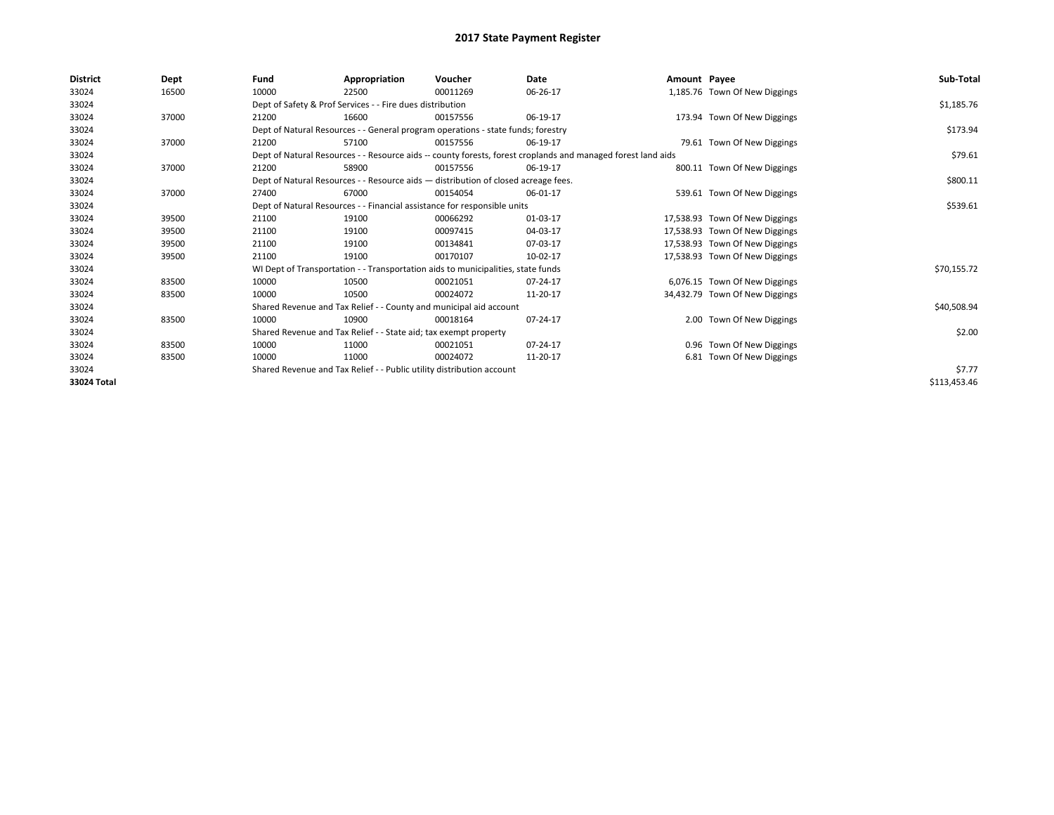# 2017 State Payment Register

| District | Dept | Fund | Appropriation | Voucher | Date | Amount | Payee | Sub-Total |
|---|---|---|---|---|---|---|---|---|
| 33024 | 16500 | 10000 | 22500 | 00011269 | 06-26-17 | 1,185.76 | Town Of New Diggings | |
| 33024 | | Dept of Safety & Prof Services - - Fire dues distribution | | | | | | $1,185.76 |
| 33024 | 37000 | 21200 | 16600 | 00157556 | 06-19-17 | 173.94 | Town Of New Diggings | |
| 33024 | | Dept of Natural Resources - - General program operations - state funds; forestry | | | | | | $173.94 |
| 33024 | 37000 | 21200 | 57100 | 00157556 | 06-19-17 | 79.61 | Town Of New Diggings | |
| 33024 | | Dept of Natural Resources - - Resource aids -- county forests, forest croplands and managed forest land aids | | | | | | $79.61 |
| 33024 | 37000 | 21200 | 58900 | 00157556 | 06-19-17 | 800.11 | Town Of New Diggings | |
| 33024 | | Dept of Natural Resources - - Resource aids — distribution of closed acreage fees. | | | | | | $800.11 |
| 33024 | 37000 | 27400 | 67000 | 00154054 | 06-01-17 | 539.61 | Town Of New Diggings | |
| 33024 | | Dept of Natural Resources - - Financial assistance for responsible units | | | | | | $539.61 |
| 33024 | 39500 | 21100 | 19100 | 00066292 | 01-03-17 | 17,538.93 | Town Of New Diggings | |
| 33024 | 39500 | 21100 | 19100 | 00097415 | 04-03-17 | 17,538.93 | Town Of New Diggings | |
| 33024 | 39500 | 21100 | 19100 | 00134841 | 07-03-17 | 17,538.93 | Town Of New Diggings | |
| 33024 | 39500 | 21100 | 19100 | 00170107 | 10-02-17 | 17,538.93 | Town Of New Diggings | |
| 33024 | | WI Dept of Transportation - - Transportation aids to municipalities, state funds | | | | | | $70,155.72 |
| 33024 | 83500 | 10000 | 10500 | 00021051 | 07-24-17 | 6,076.15 | Town Of New Diggings | |
| 33024 | 83500 | 10000 | 10500 | 00024072 | 11-20-17 | 34,432.79 | Town Of New Diggings | |
| 33024 | | Shared Revenue and Tax Relief - - County and municipal aid account | | | | | | $40,508.94 |
| 33024 | 83500 | 10000 | 10900 | 00018164 | 07-24-17 | 2.00 | Town Of New Diggings | |
| 33024 | | Shared Revenue and Tax Relief - - State aid; tax exempt property | | | | | | $2.00 |
| 33024 | 83500 | 10000 | 11000 | 00021051 | 07-24-17 | 0.96 | Town Of New Diggings | |
| 33024 | 83500 | 10000 | 11000 | 00024072 | 11-20-17 | 6.81 | Town Of New Diggings | |
| 33024 | | Shared Revenue and Tax Relief - - Public utility distribution account | | | | | | $7.77 |
| **33024 Total** | | | | | | | | $113,453.46 |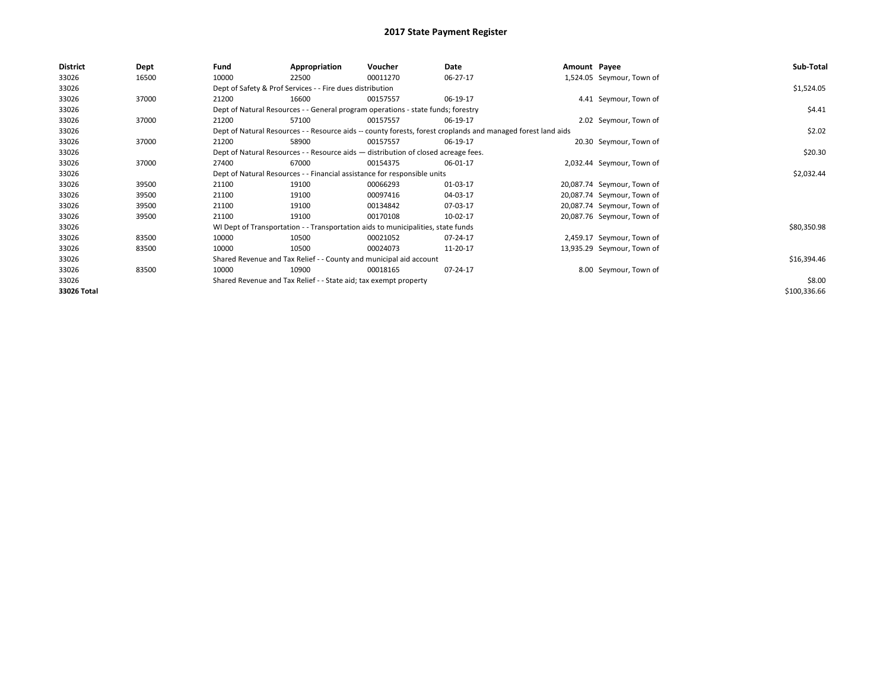# 2017 State Payment Register

| District | Dept | Fund | Appropriation | Voucher | Date | Amount | Payee | Sub-Total |
|---|---|---|---|---|---|---|---|---|
| 33026 | 16500 | 10000 | 22500 | 00011270 | 06-27-17 | 1,524.05 | Seymour, Town of | |
| 33026 | | Dept of Safety & Prof Services - - Fire dues distribution | | | | | | $1,524.05 |
| 33026 | 37000 | 21200 | 16600 | 00157557 | 06-19-17 | 4.41 | Seymour, Town of | |
| 33026 | | Dept of Natural Resources - - General program operations - state funds; forestry | | | | | | $4.41 |
| 33026 | 37000 | 21200 | 57100 | 00157557 | 06-19-17 | 2.02 | Seymour, Town of | |
| 33026 | | Dept of Natural Resources - - Resource aids -- county forests, forest croplands and managed forest land aids | | | | | | $2.02 |
| 33026 | 37000 | 21200 | 58900 | 00157557 | 06-19-17 | 20.30 | Seymour, Town of | |
| 33026 | | Dept of Natural Resources - - Resource aids — distribution of closed acreage fees. | | | | | | $20.30 |
| 33026 | 37000 | 27400 | 67000 | 00154375 | 06-01-17 | 2,032.44 | Seymour, Town of | |
| 33026 | | Dept of Natural Resources - - Financial assistance for responsible units | | | | | | $2,032.44 |
| 33026 | 39500 | 21100 | 19100 | 00066293 | 01-03-17 | 20,087.74 | Seymour, Town of | |
| 33026 | 39500 | 21100 | 19100 | 00097416 | 04-03-17 | 20,087.74 | Seymour, Town of | |
| 33026 | 39500 | 21100 | 19100 | 00134842 | 07-03-17 | 20,087.74 | Seymour, Town of | |
| 33026 | 39500 | 21100 | 19100 | 00170108 | 10-02-17 | 20,087.76 | Seymour, Town of | |
| 33026 | | WI Dept of Transportation - - Transportation aids to municipalities, state funds | | | | | | $80,350.98 |
| 33026 | 83500 | 10000 | 10500 | 00021052 | 07-24-17 | 2,459.17 | Seymour, Town of | |
| 33026 | 83500 | 10000 | 10500 | 00024073 | 11-20-17 | 13,935.29 | Seymour, Town of | |
| 33026 | | Shared Revenue and Tax Relief - - County and municipal aid account | | | | | | $16,394.46 |
| 33026 | 83500 | 10000 | 10900 | 00018165 | 07-24-17 | 8.00 | Seymour, Town of | |
| 33026 | | Shared Revenue and Tax Relief - - State aid; tax exempt property | | | | | | $8.00 |
| **33026 Total** | | | | | | | | $100,336.66 |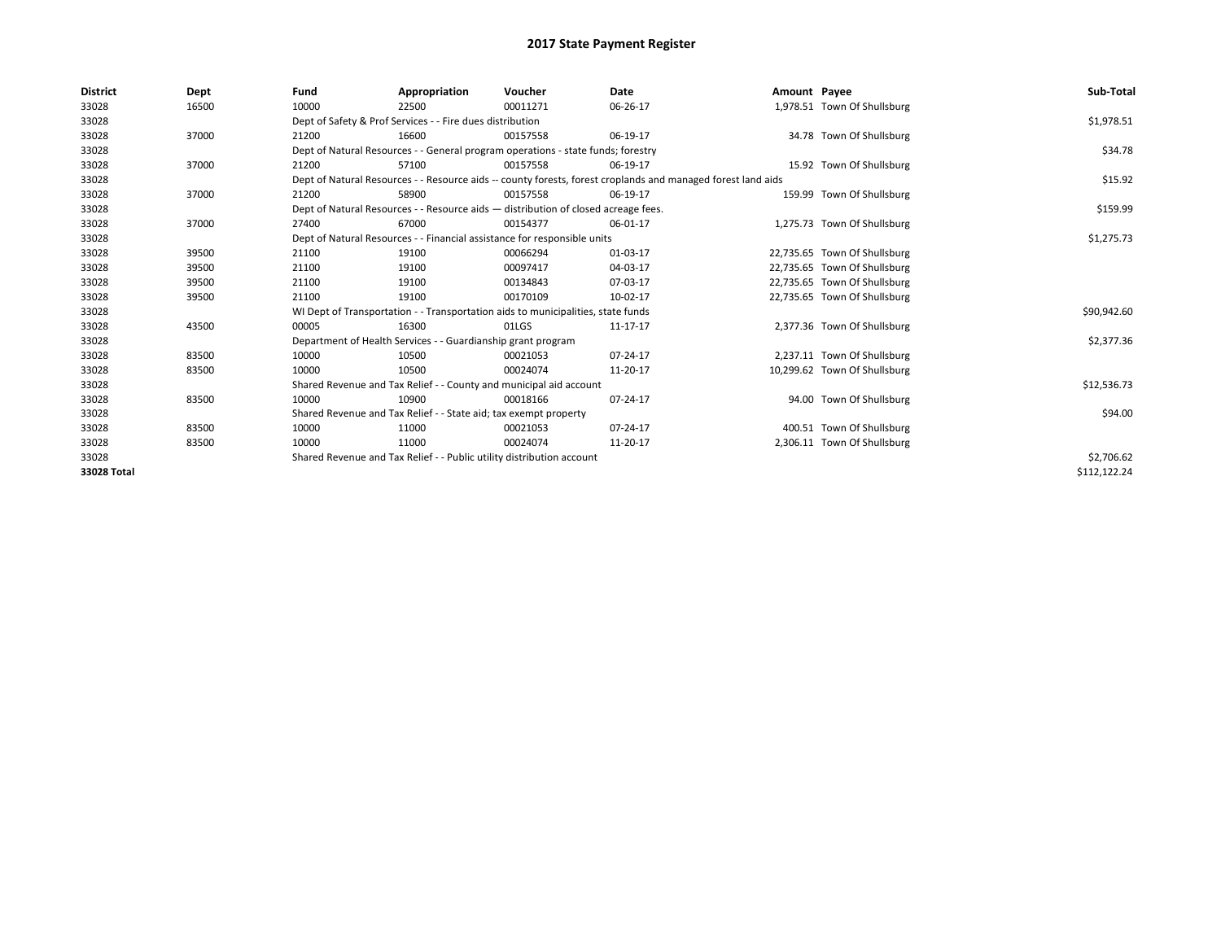# 2017 State Payment Register

| District | Dept | Fund | Appropriation | Voucher | Date | Amount | Payee | Sub-Total |
|---|---|---|---|---|---|---|---|---|
| 33028 | 16500 | 10000 | 22500 | 00011271 | 06-26-17 | 1,978.51 | Town Of Shullsburg | |
| 33028 | | Dept of Safety & Prof Services - - Fire dues distribution | | | | | | $1,978.51 |
| 33028 | 37000 | 21200 | 16600 | 00157558 | 06-19-17 | 34.78 | Town Of Shullsburg | |
| 33028 | | Dept of Natural Resources - - General program operations - state funds; forestry | | | | | | $34.78 |
| 33028 | 37000 | 21200 | 57100 | 00157558 | 06-19-17 | 15.92 | Town Of Shullsburg | |
| 33028 | | Dept of Natural Resources - - Resource aids -- county forests, forest croplands and managed forest land aids | | | | | | $15.92 |
| 33028 | 37000 | 21200 | 58900 | 00157558 | 06-19-17 | 159.99 | Town Of Shullsburg | |
| 33028 | | Dept of Natural Resources - - Resource aids — distribution of closed acreage fees. | | | | | | $159.99 |
| 33028 | 37000 | 27400 | 67000 | 00154377 | 06-01-17 | 1,275.73 | Town Of Shullsburg | |
| 33028 | | Dept of Natural Resources - - Financial assistance for responsible units | | | | | | $1,275.73 |
| 33028 | 39500 | 21100 | 19100 | 00066294 | 01-03-17 | 22,735.65 | Town Of Shullsburg | |
| 33028 | 39500 | 21100 | 19100 | 00097417 | 04-03-17 | 22,735.65 | Town Of Shullsburg | |
| 33028 | 39500 | 21100 | 19100 | 00134843 | 07-03-17 | 22,735.65 | Town Of Shullsburg | |
| 33028 | 39500 | 21100 | 19100 | 00170109 | 10-02-17 | 22,735.65 | Town Of Shullsburg | |
| 33028 | | WI Dept of Transportation - - Transportation aids to municipalities, state funds | | | | | | $90,942.60 |
| 33028 | 43500 | 00005 | 16300 | 01LGS | 11-17-17 | 2,377.36 | Town Of Shullsburg | |
| 33028 | | Department of Health Services - - Guardianship grant program | | | | | | $2,377.36 |
| 33028 | 83500 | 10000 | 10500 | 00021053 | 07-24-17 | 2,237.11 | Town Of Shullsburg | |
| 33028 | 83500 | 10000 | 10500 | 00024074 | 11-20-17 | 10,299.62 | Town Of Shullsburg | |
| 33028 | | Shared Revenue and Tax Relief - - County and municipal aid account | | | | | | $12,536.73 |
| 33028 | 83500 | 10000 | 10900 | 00018166 | 07-24-17 | 94.00 | Town Of Shullsburg | |
| 33028 | | Shared Revenue and Tax Relief - - State aid; tax exempt property | | | | | | $94.00 |
| 33028 | 83500 | 10000 | 11000 | 00021053 | 07-24-17 | 400.51 | Town Of Shullsburg | |
| 33028 | 83500 | 10000 | 11000 | 00024074 | 11-20-17 | 2,306.11 | Town Of Shullsburg | |
| 33028 | | Shared Revenue and Tax Relief - - Public utility distribution account | | | | | | $2,706.62 |
| **33028 Total** | | | | | | | | $112,122.24 |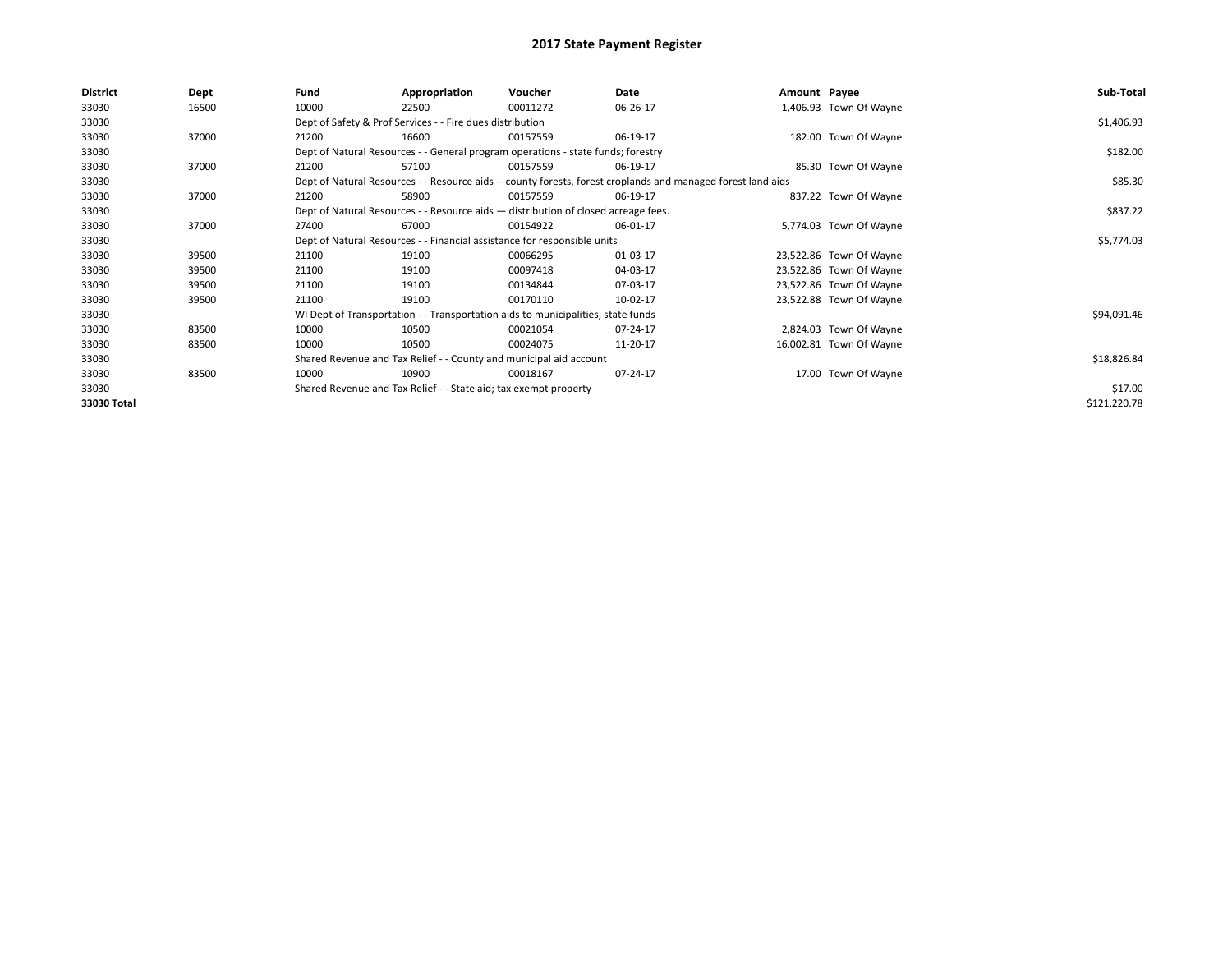# 2017 State Payment Register

| District | Dept | Fund | Appropriation | Voucher | Date | Amount | Payee | Sub-Total |
|---|---|---|---|---|---|---|---|---|
| 33030 | 16500 | 10000 | 22500 | 00011272 | 06-26-17 | 1,406.93 | Town Of Wayne | |
| 33030 | | Dept of Safety & Prof Services - - Fire dues distribution | | | | | | $1,406.93 |
| 33030 | 37000 | 21200 | 16600 | 00157559 | 06-19-17 | 182.00 | Town Of Wayne | |
| 33030 | | Dept of Natural Resources - - General program operations - state funds; forestry | | | | | | $182.00 |
| 33030 | 37000 | 21200 | 57100 | 00157559 | 06-19-17 | 85.30 | Town Of Wayne | |
| 33030 | | Dept of Natural Resources - - Resource aids -- county forests, forest croplands and managed forest land aids | | | | | | $85.30 |
| 33030 | 37000 | 21200 | 58900 | 00157559 | 06-19-17 | 837.22 | Town Of Wayne | |
| 33030 | | Dept of Natural Resources - - Resource aids — distribution of closed acreage fees. | | | | | | $837.22 |
| 33030 | 37000 | 27400 | 67000 | 00154922 | 06-01-17 | 5,774.03 | Town Of Wayne | |
| 33030 | | Dept of Natural Resources - - Financial assistance for responsible units | | | | | | $5,774.03 |
| 33030 | 39500 | 21100 | 19100 | 00066295 | 01-03-17 | 23,522.86 | Town Of Wayne | |
| 33030 | 39500 | 21100 | 19100 | 00097418 | 04-03-17 | 23,522.86 | Town Of Wayne | |
| 33030 | 39500 | 21100 | 19100 | 00134844 | 07-03-17 | 23,522.86 | Town Of Wayne | |
| 33030 | 39500 | 21100 | 19100 | 00170110 | 10-02-17 | 23,522.88 | Town Of Wayne | |
| 33030 | | WI Dept of Transportation - - Transportation aids to municipalities, state funds | | | | | | $94,091.46 |
| 33030 | 83500 | 10000 | 10500 | 00021054 | 07-24-17 | 2,824.03 | Town Of Wayne | |
| 33030 | 83500 | 10000 | 10500 | 00024075 | 11-20-17 | 16,002.81 | Town Of Wayne | |
| 33030 | | Shared Revenue and Tax Relief - - County and municipal aid account | | | | | | $18,826.84 |
| 33030 | 83500 | 10000 | 10900 | 00018167 | 07-24-17 | 17.00 | Town Of Wayne | |
| 33030 | | Shared Revenue and Tax Relief - - State aid; tax exempt property | | | | | | $17.00 |
| **33030 Total** | | | | | | | | $121,220.78 |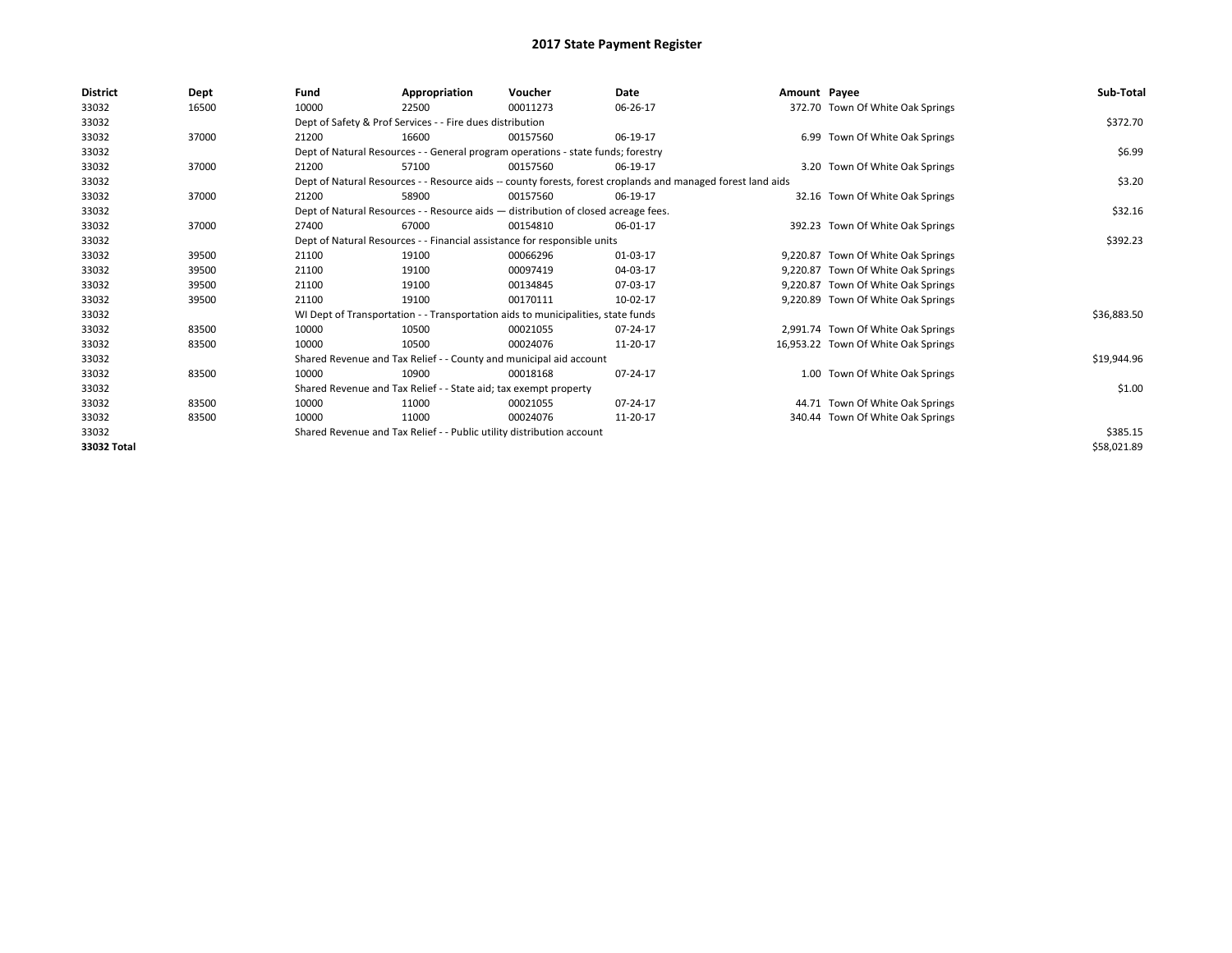# 2017 State Payment Register

| District | Dept | Fund | Appropriation | Voucher | Date | Amount | Payee | Sub-Total |
|---|---|---|---|---|---|---|---|---|
| 33032 | 16500 | 10000 | 22500 | 00011273 | 06-26-17 | 372.70 | Town Of White Oak Springs | |
| 33032 | | Dept of Safety & Prof Services - - Fire dues distribution | | | | | | $372.70 |
| 33032 | 37000 | 21200 | 16600 | 00157560 | 06-19-17 | 6.99 | Town Of White Oak Springs | |
| 33032 | | Dept of Natural Resources - - General program operations - state funds; forestry | | | | | | $6.99 |
| 33032 | 37000 | 21200 | 57100 | 00157560 | 06-19-17 | 3.20 | Town Of White Oak Springs | |
| 33032 | | Dept of Natural Resources - - Resource aids -- county forests, forest croplands and managed forest land aids | | | | | | $3.20 |
| 33032 | 37000 | 21200 | 58900 | 00157560 | 06-19-17 | 32.16 | Town Of White Oak Springs | |
| 33032 | | Dept of Natural Resources - - Resource aids — distribution of closed acreage fees. | | | | | | $32.16 |
| 33032 | 37000 | 27400 | 67000 | 00154810 | 06-01-17 | 392.23 | Town Of White Oak Springs | |
| 33032 | | Dept of Natural Resources - - Financial assistance for responsible units | | | | | | $392.23 |
| 33032 | 39500 | 21100 | 19100 | 00066296 | 01-03-17 | 9,220.87 | Town Of White Oak Springs | |
| 33032 | 39500 | 21100 | 19100 | 00097419 | 04-03-17 | 9,220.87 | Town Of White Oak Springs | |
| 33032 | 39500 | 21100 | 19100 | 00134845 | 07-03-17 | 9,220.87 | Town Of White Oak Springs | |
| 33032 | 39500 | 21100 | 19100 | 00170111 | 10-02-17 | 9,220.89 | Town Of White Oak Springs | |
| 33032 | | WI Dept of Transportation - - Transportation aids to municipalities, state funds | | | | | | $36,883.50 |
| 33032 | 83500 | 10000 | 10500 | 00021055 | 07-24-17 | 2,991.74 | Town Of White Oak Springs | |
| 33032 | 83500 | 10000 | 10500 | 00024076 | 11-20-17 | 16,953.22 | Town Of White Oak Springs | |
| 33032 | | Shared Revenue and Tax Relief - - County and municipal aid account | | | | | | $19,944.96 |
| 33032 | 83500 | 10000 | 10900 | 00018168 | 07-24-17 | 1.00 | Town Of White Oak Springs | |
| 33032 | | Shared Revenue and Tax Relief - - State aid; tax exempt property | | | | | | $1.00 |
| 33032 | 83500 | 10000 | 11000 | 00021055 | 07-24-17 | 44.71 | Town Of White Oak Springs | |
| 33032 | 83500 | 10000 | 11000 | 00024076 | 11-20-17 | 340.44 | Town Of White Oak Springs | |
| 33032 | | Shared Revenue and Tax Relief - - Public utility distribution account | | | | | | $385.15 |
| **33032 Total** | | | | | | | | $58,021.89 |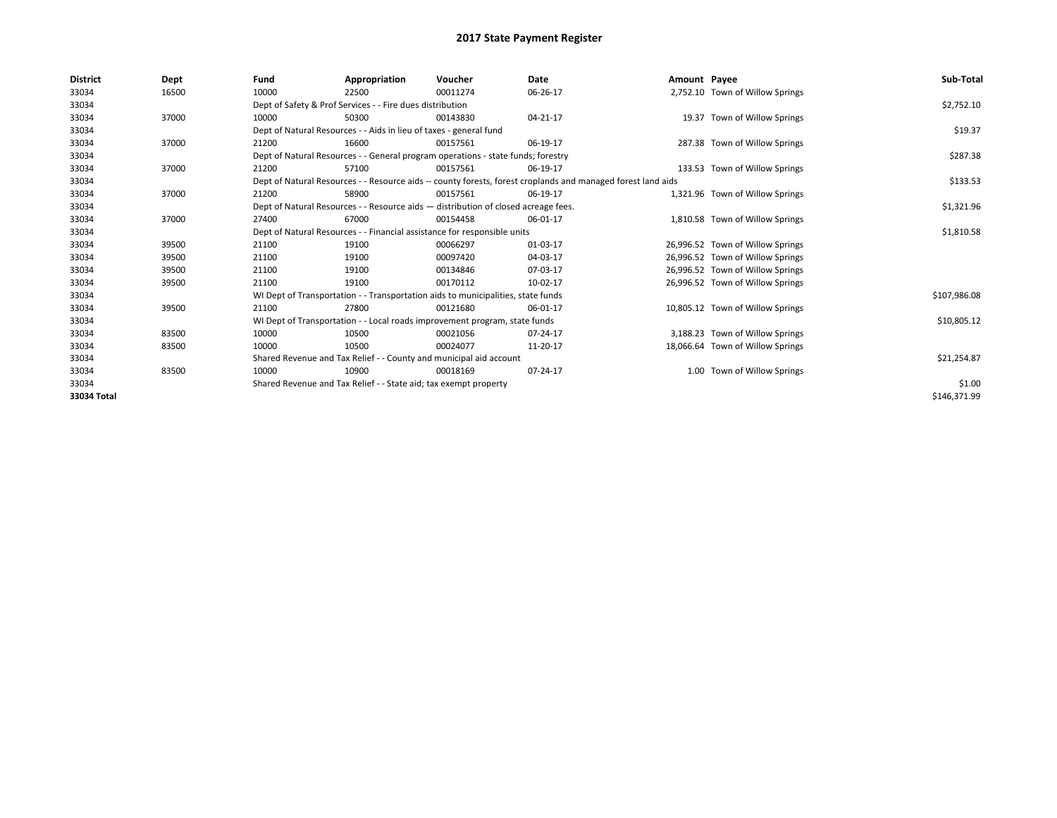# 2017 State Payment Register

| District | Dept | Fund | Appropriation | Voucher | Date | Amount | Payee | Sub-Total |
|---|---|---|---|---|---|---|---|---|
| 33034 | 16500 | 10000 | 22500 | 00011274 | 06-26-17 | 2,752.10 | Town of Willow Springs | |
| 33034 | | Dept of Safety & Prof Services - - Fire dues distribution | | | | | | $2,752.10 |
| 33034 | 37000 | 10000 | 50300 | 00143830 | 04-21-17 | 19.37 | Town of Willow Springs | |
| 33034 | | Dept of Natural Resources - - Aids in lieu of taxes - general fund | | | | | | $19.37 |
| 33034 | 37000 | 21200 | 16600 | 00157561 | 06-19-17 | 287.38 | Town of Willow Springs | |
| 33034 | | Dept of Natural Resources - - General program operations - state funds; forestry | | | | | | $287.38 |
| 33034 | 37000 | 21200 | 57100 | 00157561 | 06-19-17 | 133.53 | Town of Willow Springs | |
| 33034 | | Dept of Natural Resources - - Resource aids -- county forests, forest croplands and managed forest land aids | | | | | | $133.53 |
| 33034 | 37000 | 21200 | 58900 | 00157561 | 06-19-17 | 1,321.96 | Town of Willow Springs | |
| 33034 | | Dept of Natural Resources - - Resource aids — distribution of closed acreage fees. | | | | | | $1,321.96 |
| 33034 | 37000 | 27400 | 67000 | 00154458 | 06-01-17 | 1,810.58 | Town of Willow Springs | |
| 33034 | | Dept of Natural Resources - - Financial assistance for responsible units | | | | | | $1,810.58 |
| 33034 | 39500 | 21100 | 19100 | 00066297 | 01-03-17 | 26,996.52 | Town of Willow Springs | |
| 33034 | 39500 | 21100 | 19100 | 00097420 | 04-03-17 | 26,996.52 | Town of Willow Springs | |
| 33034 | 39500 | 21100 | 19100 | 00134846 | 07-03-17 | 26,996.52 | Town of Willow Springs | |
| 33034 | 39500 | 21100 | 19100 | 00170112 | 10-02-17 | 26,996.52 | Town of Willow Springs | |
| 33034 | | WI Dept of Transportation - - Transportation aids to municipalities, state funds | | | | | | $107,986.08 |
| 33034 | 39500 | 21100 | 27800 | 00121680 | 06-01-17 | 10,805.12 | Town of Willow Springs | |
| 33034 | | WI Dept of Transportation - - Local roads improvement program, state funds | | | | | | $10,805.12 |
| 33034 | 83500 | 10000 | 10500 | 00021056 | 07-24-17 | 3,188.23 | Town of Willow Springs | |
| 33034 | 83500 | 10000 | 10500 | 00024077 | 11-20-17 | 18,066.64 | Town of Willow Springs | |
| 33034 | | Shared Revenue and Tax Relief - - County and municipal aid account | | | | | | $21,254.87 |
| 33034 | 83500 | 10000 | 10900 | 00018169 | 07-24-17 | 1.00 | Town of Willow Springs | |
| 33034 | | Shared Revenue and Tax Relief - - State aid; tax exempt property | | | | | | $1.00 |
| 33034 Total | | | | | | | | $146,371.99 |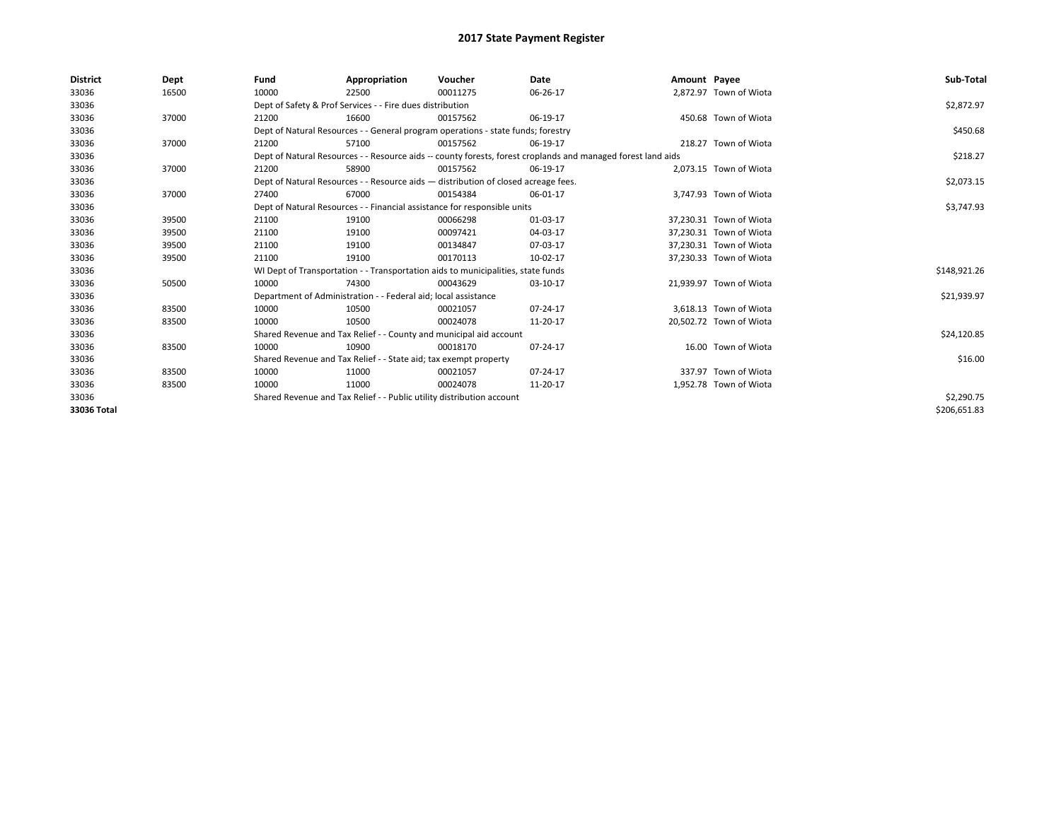# 2017 State Payment Register

| District | Dept | Fund | Appropriation | Voucher | Date | Amount | Payee | Sub-Total |
|---|---|---|---|---|---|---|---|---|
| 33036 | 16500 | 10000 | 22500 | 00011275 | 06-26-17 | 2,872.97 | Town of Wiota | |
| 33036 | | Dept of Safety & Prof Services - - Fire dues distribution | | | | | | $2,872.97 |
| 33036 | 37000 | 21200 | 16600 | 00157562 | 06-19-17 | 450.68 | Town of Wiota | |
| 33036 | | Dept of Natural Resources - - General program operations - state funds; forestry | | | | | | $450.68 |
| 33036 | 37000 | 21200 | 57100 | 00157562 | 06-19-17 | 218.27 | Town of Wiota | |
| 33036 | | Dept of Natural Resources - - Resource aids -- county forests, forest croplands and managed forest land aids | | | | | | $218.27 |
| 33036 | 37000 | 21200 | 58900 | 00157562 | 06-19-17 | 2,073.15 | Town of Wiota | |
| 33036 | | Dept of Natural Resources - - Resource aids — distribution of closed acreage fees. | | | | | | $2,073.15 |
| 33036 | 37000 | 27400 | 67000 | 00154384 | 06-01-17 | 3,747.93 | Town of Wiota | |
| 33036 | | Dept of Natural Resources - - Financial assistance for responsible units | | | | | | $3,747.93 |
| 33036 | 39500 | 21100 | 19100 | 00066298 | 01-03-17 | 37,230.31 | Town of Wiota | |
| 33036 | 39500 | 21100 | 19100 | 00097421 | 04-03-17 | 37,230.31 | Town of Wiota | |
| 33036 | 39500 | 21100 | 19100 | 00134847 | 07-03-17 | 37,230.31 | Town of Wiota | |
| 33036 | 39500 | 21100 | 19100 | 00170113 | 10-02-17 | 37,230.33 | Town of Wiota | |
| 33036 | | WI Dept of Transportation - - Transportation aids to municipalities, state funds | | | | | | $148,921.26 |
| 33036 | 50500 | 10000 | 74300 | 00043629 | 03-10-17 | 21,939.97 | Town of Wiota | |
| 33036 | | Department of Administration - - Federal aid; local assistance | | | | | | $21,939.97 |
| 33036 | 83500 | 10000 | 10500 | 00021057 | 07-24-17 | 3,618.13 | Town of Wiota | |
| 33036 | 83500 | 10000 | 10500 | 00024078 | 11-20-17 | 20,502.72 | Town of Wiota | |
| 33036 | | Shared Revenue and Tax Relief - - County and municipal aid account | | | | | | $24,120.85 |
| 33036 | 83500 | 10000 | 10900 | 00018170 | 07-24-17 | 16.00 | Town of Wiota | |
| 33036 | | Shared Revenue and Tax Relief - - State aid; tax exempt property | | | | | | $16.00 |
| 33036 | 83500 | 10000 | 11000 | 00021057 | 07-24-17 | 337.97 | Town of Wiota | |
| 33036 | 83500 | 10000 | 11000 | 00024078 | 11-20-17 | 1,952.78 | Town of Wiota | |
| 33036 | | Shared Revenue and Tax Relief - - Public utility distribution account | | | | | | $2,290.75 |
| 33036 Total | | | | | | | | $206,651.83 |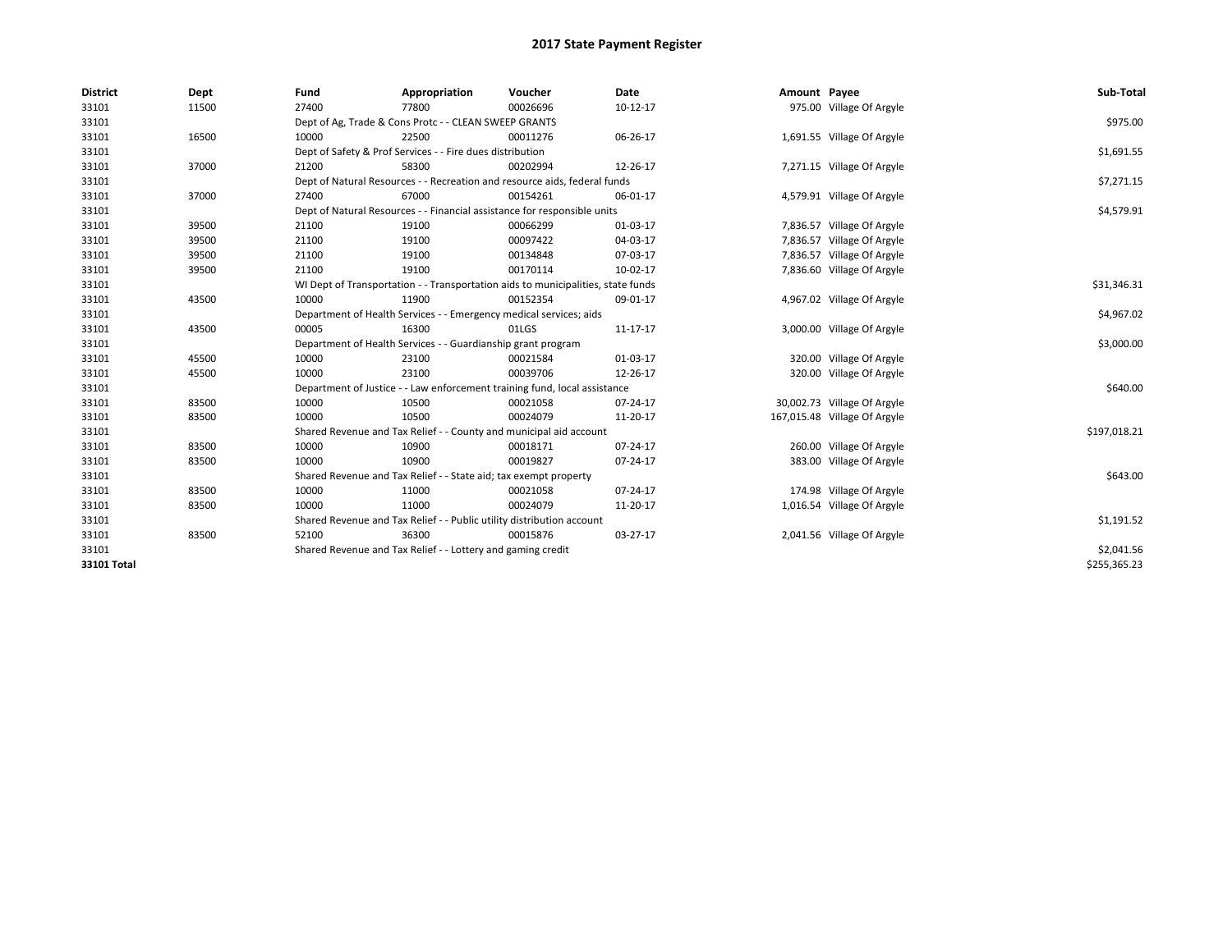# 2017 State Payment Register

| District | Dept | Fund | Appropriation | Voucher | Date | Amount | Payee | Sub-Total |
|---|---|---|---|---|---|---|---|---|
| 33101 | 11500 | 27400 | 77800 | 00026696 | 10-12-17 | 975.00 | Village Of Argyle | |
| 33101 | | Dept of Ag, Trade & Cons Protc - - CLEAN SWEEP GRANTS | | | | | | $975.00 |
| 33101 | 16500 | 10000 | 22500 | 00011276 | 06-26-17 | 1,691.55 | Village Of Argyle | |
| 33101 | | Dept of Safety & Prof Services - - Fire dues distribution | | | | | | $1,691.55 |
| 33101 | 37000 | 21200 | 58300 | 00202994 | 12-26-17 | 7,271.15 | Village Of Argyle | |
| 33101 | | Dept of Natural Resources - - Recreation and resource aids, federal funds | | | | | | $7,271.15 |
| 33101 | 37000 | 27400 | 67000 | 00154261 | 06-01-17 | 4,579.91 | Village Of Argyle | |
| 33101 | | Dept of Natural Resources - - Financial assistance for responsible units | | | | | | $4,579.91 |
| 33101 | 39500 | 21100 | 19100 | 00066299 | 01-03-17 | 7,836.57 | Village Of Argyle | |
| 33101 | 39500 | 21100 | 19100 | 00097422 | 04-03-17 | 7,836.57 | Village Of Argyle | |
| 33101 | 39500 | 21100 | 19100 | 00134848 | 07-03-17 | 7,836.57 | Village Of Argyle | |
| 33101 | 39500 | 21100 | 19100 | 00170114 | 10-02-17 | 7,836.60 | Village Of Argyle | |
| 33101 | | WI Dept of Transportation - - Transportation aids to municipalities, state funds | | | | | | $31,346.31 |
| 33101 | 43500 | 10000 | 11900 | 00152354 | 09-01-17 | 4,967.02 | Village Of Argyle | |
| 33101 | | Department of Health Services - - Emergency medical services; aids | | | | | | $4,967.02 |
| 33101 | 43500 | 00005 | 16300 | 01LGS | 11-17-17 | 3,000.00 | Village Of Argyle | |
| 33101 | | Department of Health Services - - Guardianship grant program | | | | | | $3,000.00 |
| 33101 | 45500 | 10000 | 23100 | 00021584 | 01-03-17 | 320.00 | Village Of Argyle | |
| 33101 | 45500 | 10000 | 23100 | 00039706 | 12-26-17 | 320.00 | Village Of Argyle | |
| 33101 | | Department of Justice - - Law enforcement training fund, local assistance | | | | | | $640.00 |
| 33101 | 83500 | 10000 | 10500 | 00021058 | 07-24-17 | 30,002.73 | Village Of Argyle | |
| 33101 | 83500 | 10000 | 10500 | 00024079 | 11-20-17 | 167,015.48 | Village Of Argyle | |
| 33101 | | Shared Revenue and Tax Relief - - County and municipal aid account | | | | | | $197,018.21 |
| 33101 | 83500 | 10000 | 10900 | 00018171 | 07-24-17 | 260.00 | Village Of Argyle | |
| 33101 | 83500 | 10000 | 10900 | 00019827 | 07-24-17 | 383.00 | Village Of Argyle | |
| 33101 | | Shared Revenue and Tax Relief - - State aid; tax exempt property | | | | | | $643.00 |
| 33101 | 83500 | 10000 | 11000 | 00021058 | 07-24-17 | 174.98 | Village Of Argyle | |
| 33101 | 83500 | 10000 | 11000 | 00024079 | 11-20-17 | 1,016.54 | Village Of Argyle | |
| 33101 | | Shared Revenue and Tax Relief - - Public utility distribution account | | | | | | $1,191.52 |
| 33101 | 83500 | 52100 | 36300 | 00015876 | 03-27-17 | 2,041.56 | Village Of Argyle | |
| 33101 | | Shared Revenue and Tax Relief - - Lottery and gaming credit | | | | | | $2,041.56 |
| **33101 Total** | | | | | | | | $255,365.23 |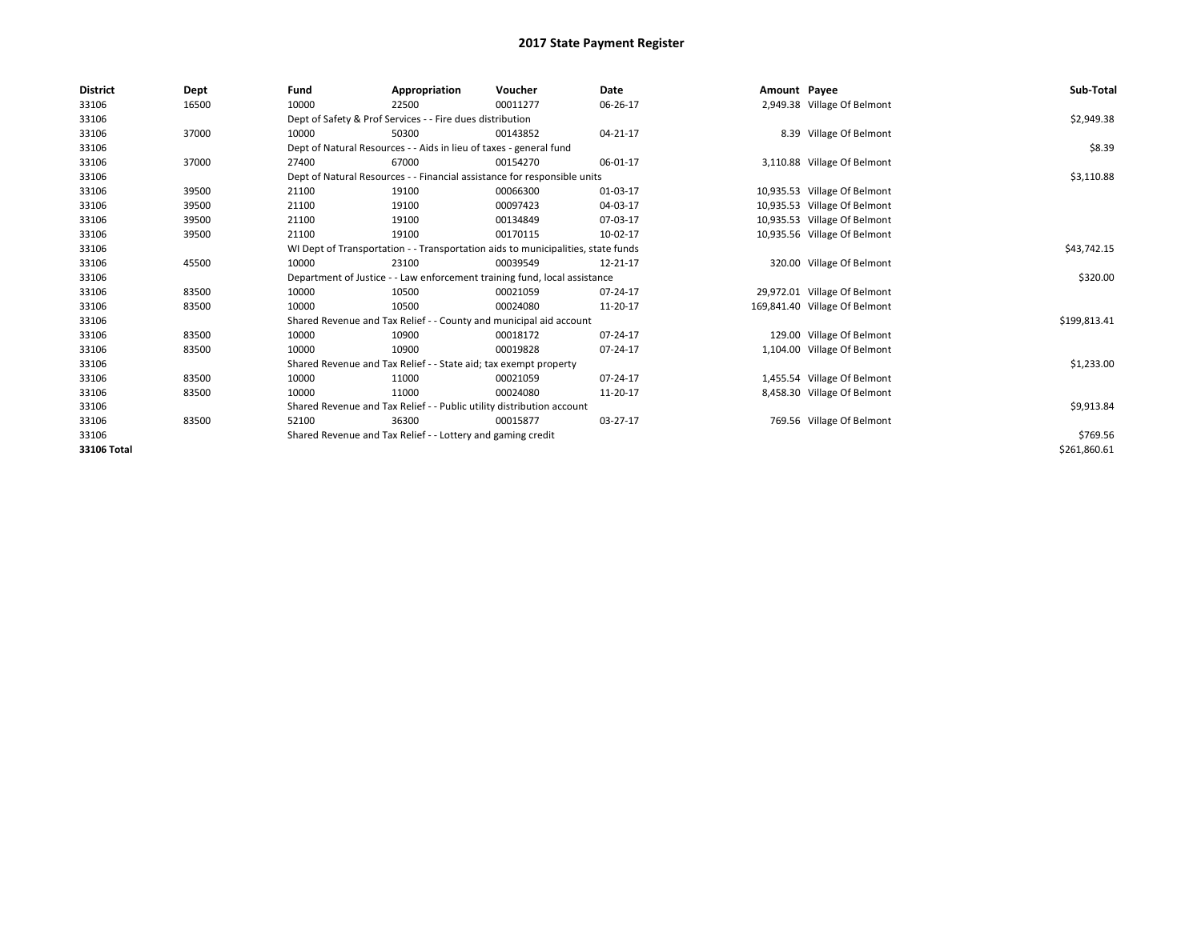# 2017 State Payment Register

| District | Dept | Fund | Appropriation | Voucher | Date | Amount | Payee | Sub-Total |
|---|---|---|---|---|---|---|---|---|
| 33106 | 16500 | 10000 | 22500 | 00011277 | 06-26-17 | 2,949.38 | Village Of Belmont | |
| 33106 | | Dept of Safety & Prof Services - - Fire dues distribution | | | | | | $2,949.38 |
| 33106 | 37000 | 10000 | 50300 | 00143852 | 04-21-17 | 8.39 | Village Of Belmont | |
| 33106 | | Dept of Natural Resources - - Aids in lieu of taxes - general fund | | | | | | $8.39 |
| 33106 | 37000 | 27400 | 67000 | 00154270 | 06-01-17 | 3,110.88 | Village Of Belmont | |
| 33106 | | Dept of Natural Resources - - Financial assistance for responsible units | | | | | | $3,110.88 |
| 33106 | 39500 | 21100 | 19100 | 00066300 | 01-03-17 | 10,935.53 | Village Of Belmont | |
| 33106 | 39500 | 21100 | 19100 | 00097423 | 04-03-17 | 10,935.53 | Village Of Belmont | |
| 33106 | 39500 | 21100 | 19100 | 00134849 | 07-03-17 | 10,935.53 | Village Of Belmont | |
| 33106 | 39500 | 21100 | 19100 | 00170115 | 10-02-17 | 10,935.56 | Village Of Belmont | |
| 33106 | | WI Dept of Transportation - - Transportation aids to municipalities, state funds | | | | | | $43,742.15 |
| 33106 | 45500 | 10000 | 23100 | 00039549 | 12-21-17 | 320.00 | Village Of Belmont | |
| 33106 | | Department of Justice - - Law enforcement training fund, local assistance | | | | | | $320.00 |
| 33106 | 83500 | 10000 | 10500 | 00021059 | 07-24-17 | 29,972.01 | Village Of Belmont | |
| 33106 | 83500 | 10000 | 10500 | 00024080 | 11-20-17 | 169,841.40 | Village Of Belmont | |
| 33106 | | Shared Revenue and Tax Relief - - County and municipal aid account | | | | | | $199,813.41 |
| 33106 | 83500 | 10000 | 10900 | 00018172 | 07-24-17 | 129.00 | Village Of Belmont | |
| 33106 | 83500 | 10000 | 10900 | 00019828 | 07-24-17 | 1,104.00 | Village Of Belmont | |
| 33106 | | Shared Revenue and Tax Relief - - State aid; tax exempt property | | | | | | $1,233.00 |
| 33106 | 83500 | 10000 | 11000 | 00021059 | 07-24-17 | 1,455.54 | Village Of Belmont | |
| 33106 | 83500 | 10000 | 11000 | 00024080 | 11-20-17 | 8,458.30 | Village Of Belmont | |
| 33106 | | Shared Revenue and Tax Relief - - Public utility distribution account | | | | | | $9,913.84 |
| 33106 | 83500 | 52100 | 36300 | 00015877 | 03-27-17 | 769.56 | Village Of Belmont | |
| 33106 | | Shared Revenue and Tax Relief - - Lottery and gaming credit | | | | | | $769.56 |
| **33106 Total** | | | | | | | | $261,860.61 |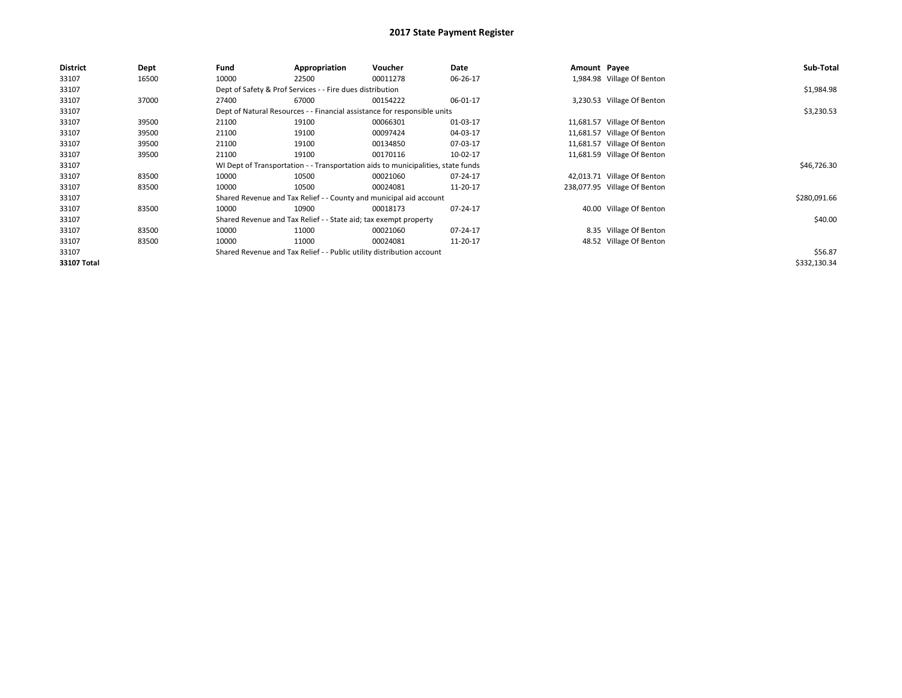# 2017 State Payment Register

| District | Dept | Fund | Appropriation | Voucher | Date | Amount | Payee | Sub-Total |
|---|---|---|---|---|---|---|---|---|
| 33107 | 16500 | 10000 | 22500 | 00011278 | 06-26-17 | 1,984.98 | Village Of Benton | |
| 33107 | | Dept of Safety & Prof Services - - Fire dues distribution | | | | | | $1,984.98 |
| 33107 | 37000 | 27400 | 67000 | 00154222 | 06-01-17 | 3,230.53 | Village Of Benton | |
| 33107 | | Dept of Natural Resources - - Financial assistance for responsible units | | | | | | $3,230.53 |
| 33107 | 39500 | 21100 | 19100 | 00066301 | 01-03-17 | 11,681.57 | Village Of Benton | |
| 33107 | 39500 | 21100 | 19100 | 00097424 | 04-03-17 | 11,681.57 | Village Of Benton | |
| 33107 | 39500 | 21100 | 19100 | 00134850 | 07-03-17 | 11,681.57 | Village Of Benton | |
| 33107 | 39500 | 21100 | 19100 | 00170116 | 10-02-17 | 11,681.59 | Village Of Benton | |
| 33107 | | WI Dept of Transportation - - Transportation aids to municipalities, state funds | | | | | | $46,726.30 |
| 33107 | 83500 | 10000 | 10500 | 00021060 | 07-24-17 | 42,013.71 | Village Of Benton | |
| 33107 | 83500 | 10000 | 10500 | 00024081 | 11-20-17 | 238,077.95 | Village Of Benton | |
| 33107 | | Shared Revenue and Tax Relief - - County and municipal aid account | | | | | | $280,091.66 |
| 33107 | 83500 | 10000 | 10900 | 00018173 | 07-24-17 | 40.00 | Village Of Benton | |
| 33107 | | Shared Revenue and Tax Relief - - State aid; tax exempt property | | | | | | $40.00 |
| 33107 | 83500 | 10000 | 11000 | 00021060 | 07-24-17 | 8.35 | Village Of Benton | |
| 33107 | 83500 | 10000 | 11000 | 00024081 | 11-20-17 | 48.52 | Village Of Benton | |
| 33107 | | Shared Revenue and Tax Relief - - Public utility distribution account | | | | | | $56.87 |
| **33107 Total** | | | | | | | | $332,130.34 |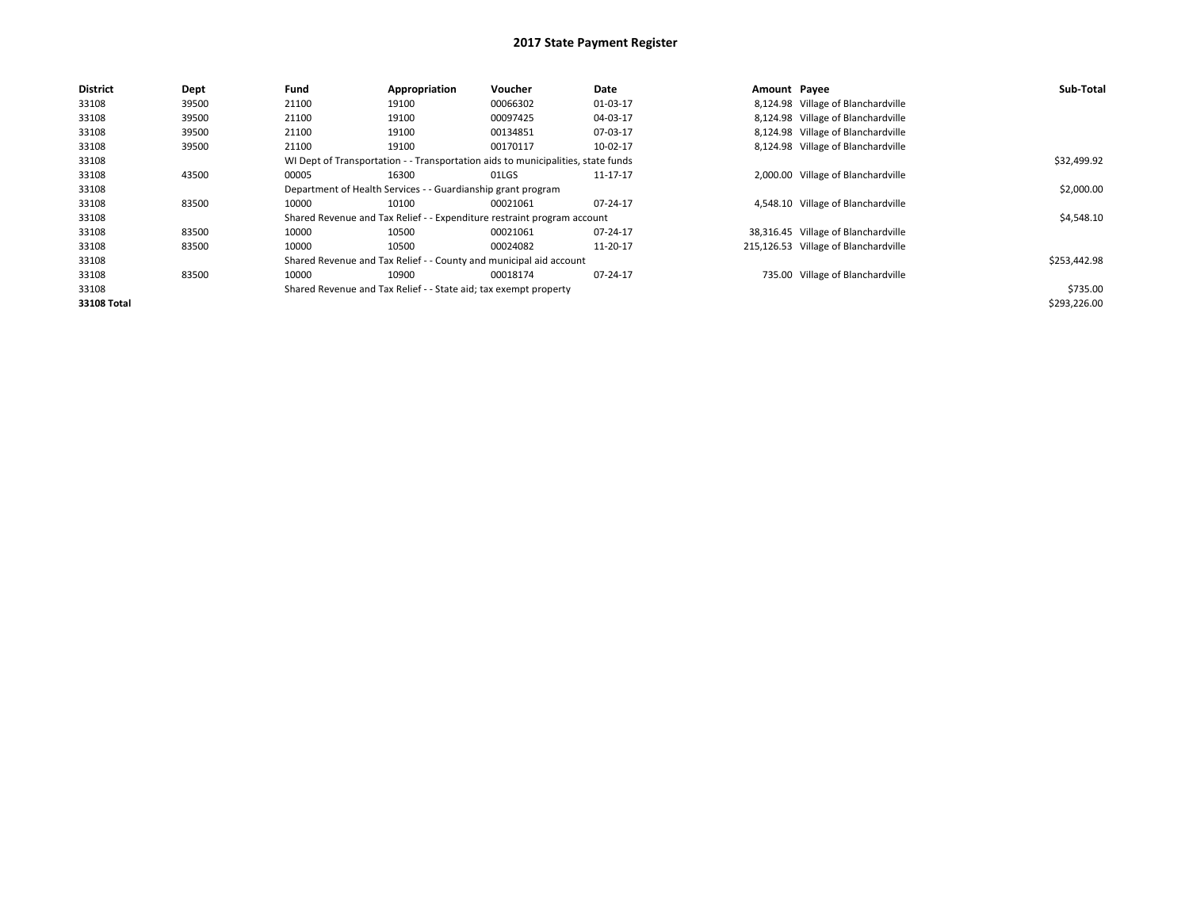# 2017 State Payment Register

| District | Dept | Fund | Appropriation | Voucher | Date | Amount | Payee | Sub-Total |
|---|---|---|---|---|---|---|---|---|
| 33108 | 39500 | 21100 | 19100 | 00066302 | 01-03-17 | 8,124.98 | Village of Blanchardville | |
| 33108 | 39500 | 21100 | 19100 | 00097425 | 04-03-17 | 8,124.98 | Village of Blanchardville | |
| 33108 | 39500 | 21100 | 19100 | 00134851 | 07-03-17 | 8,124.98 | Village of Blanchardville | |
| 33108 | 39500 | 21100 | 19100 | 00170117 | 10-02-17 | 8,124.98 | Village of Blanchardville | |
| 33108 | | WI Dept of Transportation - - Transportation aids to municipalities, state funds | | | | | | $32,499.92 |
| 33108 | 43500 | 00005 | 16300 | 01LGS | 11-17-17 | 2,000.00 | Village of Blanchardville | |
| 33108 | | Department of Health Services - - Guardianship grant program | | | | | | $2,000.00 |
| 33108 | 83500 | 10000 | 10100 | 00021061 | 07-24-17 | 4,548.10 | Village of Blanchardville | |
| 33108 | | Shared Revenue and Tax Relief - - Expenditure restraint program account | | | | | | $4,548.10 |
| 33108 | 83500 | 10000 | 10500 | 00021061 | 07-24-17 | 38,316.45 | Village of Blanchardville | |
| 33108 | 83500 | 10000 | 10500 | 00024082 | 11-20-17 | 215,126.53 | Village of Blanchardville | |
| 33108 | | Shared Revenue and Tax Relief - - County and municipal aid account | | | | | | $253,442.98 |
| 33108 | 83500 | 10000 | 10900 | 00018174 | 07-24-17 | 735.00 | Village of Blanchardville | |
| 33108 | | Shared Revenue and Tax Relief - - State aid; tax exempt property | | | | | | $735.00 |
| **33108 Total** | | | | | | | | $293,226.00 |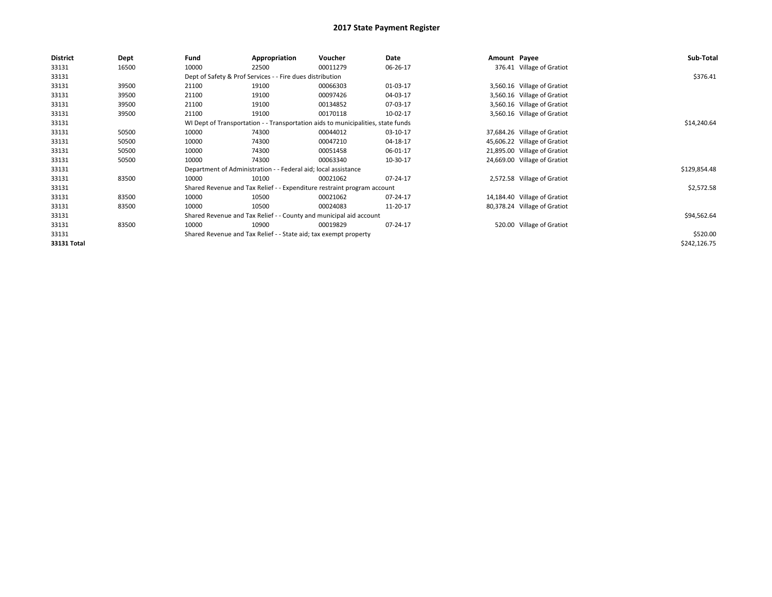# 2017 State Payment Register

| District | Dept | Fund | Appropriation | Voucher | Date | Amount | Payee | Sub-Total |
|---|---|---|---|---|---|---|---|---|
| 33131 | 16500 | 10000 | 22500 | 00011279 | 06-26-17 | 376.41 | Village of Gratiot | |
| 33131 | | Dept of Safety & Prof Services - - Fire dues distribution | | | | | | $376.41 |
| 33131 | 39500 | 21100 | 19100 | 00066303 | 01-03-17 | 3,560.16 | Village of Gratiot | |
| 33131 | 39500 | 21100 | 19100 | 00097426 | 04-03-17 | 3,560.16 | Village of Gratiot | |
| 33131 | 39500 | 21100 | 19100 | 00134852 | 07-03-17 | 3,560.16 | Village of Gratiot | |
| 33131 | 39500 | 21100 | 19100 | 00170118 | 10-02-17 | 3,560.16 | Village of Gratiot | |
| 33131 | | WI Dept of Transportation - - Transportation aids to municipalities, state funds | | | | | | $14,240.64 |
| 33131 | 50500 | 10000 | 74300 | 00044012 | 03-10-17 | 37,684.26 | Village of Gratiot | |
| 33131 | 50500 | 10000 | 74300 | 00047210 | 04-18-17 | 45,606.22 | Village of Gratiot | |
| 33131 | 50500 | 10000 | 74300 | 00051458 | 06-01-17 | 21,895.00 | Village of Gratiot | |
| 33131 | 50500 | 10000 | 74300 | 00063340 | 10-30-17 | 24,669.00 | Village of Gratiot | |
| 33131 | | Department of Administration - - Federal aid; local assistance | | | | | | $129,854.48 |
| 33131 | 83500 | 10000 | 10100 | 00021062 | 07-24-17 | 2,572.58 | Village of Gratiot | |
| 33131 | | Shared Revenue and Tax Relief - - Expenditure restraint program account | | | | | | $2,572.58 |
| 33131 | 83500 | 10000 | 10500 | 00021062 | 07-24-17 | 14,184.40 | Village of Gratiot | |
| 33131 | 83500 | 10000 | 10500 | 00024083 | 11-20-17 | 80,378.24 | Village of Gratiot | |
| 33131 | | Shared Revenue and Tax Relief - - County and municipal aid account | | | | | | $94,562.64 |
| 33131 | 83500 | 10000 | 10900 | 00019829 | 07-24-17 | 520.00 | Village of Gratiot | |
| 33131 | | Shared Revenue and Tax Relief - - State aid; tax exempt property | | | | | | $520.00 |
| **33131 Total** | | | | | | | | $242,126.75 |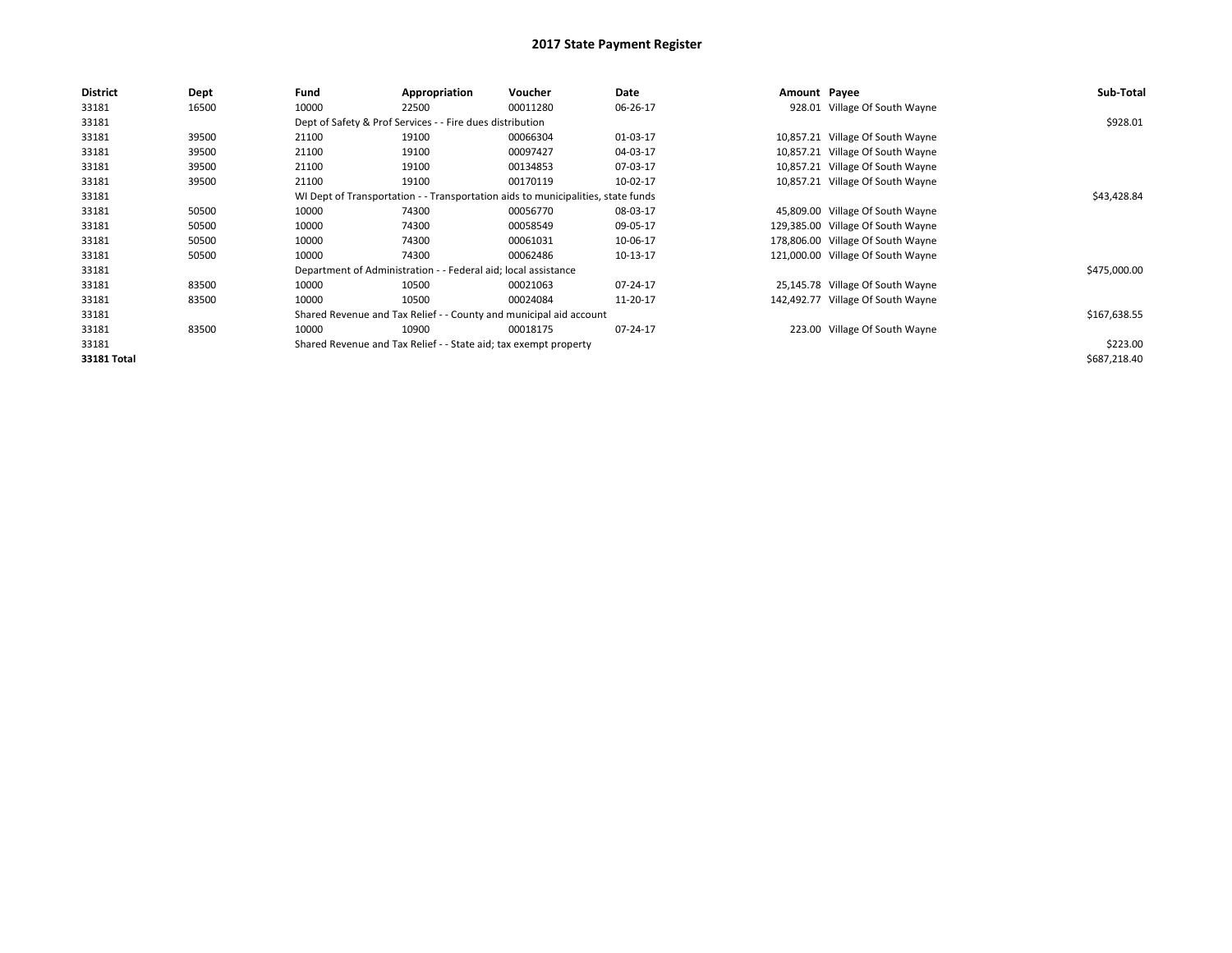# 2017 State Payment Register

| District | Dept | Fund | Appropriation | Voucher | Date | Amount | Payee | Sub-Total |
|---|---|---|---|---|---|---|---|---|
| 33181 | 16500 | 10000 | 22500 | 00011280 | 06-26-17 | 928.01 | Village Of South Wayne | |
| 33181 | | Dept of Safety & Prof Services - - Fire dues distribution | | | | | | $928.01 |
| 33181 | 39500 | 21100 | 19100 | 00066304 | 01-03-17 | 10,857.21 | Village Of South Wayne | |
| 33181 | 39500 | 21100 | 19100 | 00097427 | 04-03-17 | 10,857.21 | Village Of South Wayne | |
| 33181 | 39500 | 21100 | 19100 | 00134853 | 07-03-17 | 10,857.21 | Village Of South Wayne | |
| 33181 | 39500 | 21100 | 19100 | 00170119 | 10-02-17 | 10,857.21 | Village Of South Wayne | |
| 33181 | | WI Dept of Transportation - - Transportation aids to municipalities, state funds | | | | | | $43,428.84 |
| 33181 | 50500 | 10000 | 74300 | 00056770 | 08-03-17 | 45,809.00 | Village Of South Wayne | |
| 33181 | 50500 | 10000 | 74300 | 00058549 | 09-05-17 | 129,385.00 | Village Of South Wayne | |
| 33181 | 50500 | 10000 | 74300 | 00061031 | 10-06-17 | 178,806.00 | Village Of South Wayne | |
| 33181 | 50500 | 10000 | 74300 | 00062486 | 10-13-17 | 121,000.00 | Village Of South Wayne | |
| 33181 | | Department of Administration - - Federal aid; local assistance | | | | | | $475,000.00 |
| 33181 | 83500 | 10000 | 10500 | 00021063 | 07-24-17 | 25,145.78 | Village Of South Wayne | |
| 33181 | 83500 | 10000 | 10500 | 00024084 | 11-20-17 | 142,492.77 | Village Of South Wayne | |
| 33181 | | Shared Revenue and Tax Relief - - County and municipal aid account | | | | | | $167,638.55 |
| 33181 | 83500 | 10000 | 10900 | 00018175 | 07-24-17 | 223.00 | Village Of South Wayne | |
| 33181 | | Shared Revenue and Tax Relief - - State aid; tax exempt property | | | | | | $223.00 |
| **33181 Total** | | | | | | | | $687,218.40 |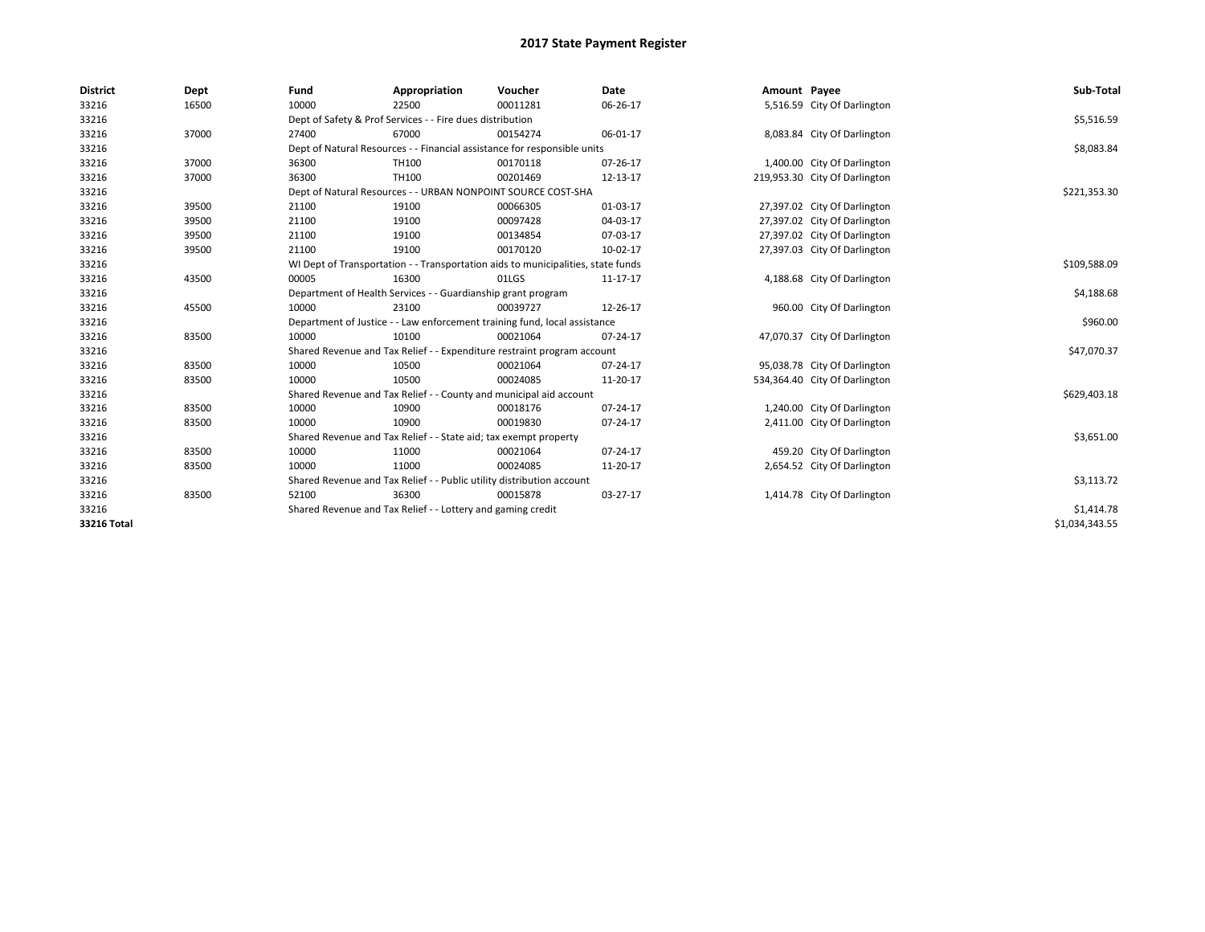# 2017 State Payment Register

| District | Dept | Fund | Appropriation | Voucher | Date | Amount | Payee | Sub-Total |
|---|---|---|---|---|---|---|---|---|
| 33216 | 16500 | 10000 | 22500 | 00011281 | 06-26-17 | 5,516.59 | City Of Darlington | |
| 33216 | | Dept of Safety & Prof Services - - Fire dues distribution | | | | | | $5,516.59 |
| 33216 | 37000 | 27400 | 67000 | 00154274 | 06-01-17 | 8,083.84 | City Of Darlington | |
| 33216 | | Dept of Natural Resources - - Financial assistance for responsible units | | | | | | $8,083.84 |
| 33216 | 37000 | 36300 | TH100 | 00170118 | 07-26-17 | 1,400.00 | City Of Darlington | |
| 33216 | 37000 | 36300 | TH100 | 00201469 | 12-13-17 | 219,953.30 | City Of Darlington | |
| 33216 | | Dept of Natural Resources - - URBAN NONPOINT SOURCE COST-SHA | | | | | | $221,353.30 |
| 33216 | 39500 | 21100 | 19100 | 00066305 | 01-03-17 | 27,397.02 | City Of Darlington | |
| 33216 | 39500 | 21100 | 19100 | 00097428 | 04-03-17 | 27,397.02 | City Of Darlington | |
| 33216 | 39500 | 21100 | 19100 | 00134854 | 07-03-17 | 27,397.02 | City Of Darlington | |
| 33216 | 39500 | 21100 | 19100 | 00170120 | 10-02-17 | 27,397.03 | City Of Darlington | |
| 33216 | | WI Dept of Transportation - - Transportation aids to municipalities, state funds | | | | | | $109,588.09 |
| 33216 | 43500 | 00005 | 16300 | 01LGS | 11-17-17 | 4,188.68 | City Of Darlington | |
| 33216 | | Department of Health Services - - Guardianship grant program | | | | | | $4,188.68 |
| 33216 | 45500 | 10000 | 23100 | 00039727 | 12-26-17 | 960.00 | City Of Darlington | |
| 33216 | | Department of Justice - - Law enforcement training fund, local assistance | | | | | | $960.00 |
| 33216 | 83500 | 10000 | 10100 | 00021064 | 07-24-17 | 47,070.37 | City Of Darlington | |
| 33216 | | Shared Revenue and Tax Relief - - Expenditure restraint program account | | | | | | $47,070.37 |
| 33216 | 83500 | 10000 | 10500 | 00021064 | 07-24-17 | 95,038.78 | City Of Darlington | |
| 33216 | 83500 | 10000 | 10500 | 00024085 | 11-20-17 | 534,364.40 | City Of Darlington | |
| 33216 | | Shared Revenue and Tax Relief - - County and municipal aid account | | | | | | $629,403.18 |
| 33216 | 83500 | 10000 | 10900 | 00018176 | 07-24-17 | 1,240.00 | City Of Darlington | |
| 33216 | 83500 | 10000 | 10900 | 00019830 | 07-24-17 | 2,411.00 | City Of Darlington | |
| 33216 | | Shared Revenue and Tax Relief - - State aid; tax exempt property | | | | | | $3,651.00 |
| 33216 | 83500 | 10000 | 11000 | 00021064 | 07-24-17 | 459.20 | City Of Darlington | |
| 33216 | 83500 | 10000 | 11000 | 00024085 | 11-20-17 | 2,654.52 | City Of Darlington | |
| 33216 | | Shared Revenue and Tax Relief - - Public utility distribution account | | | | | | $3,113.72 |
| 33216 | 83500 | 52100 | 36300 | 00015878 | 03-27-17 | 1,414.78 | City Of Darlington | |
| 33216 | | Shared Revenue and Tax Relief - - Lottery and gaming credit | | | | | | $1,414.78 |
| **33216 Total** | | | | | | | | $1,034,343.55 |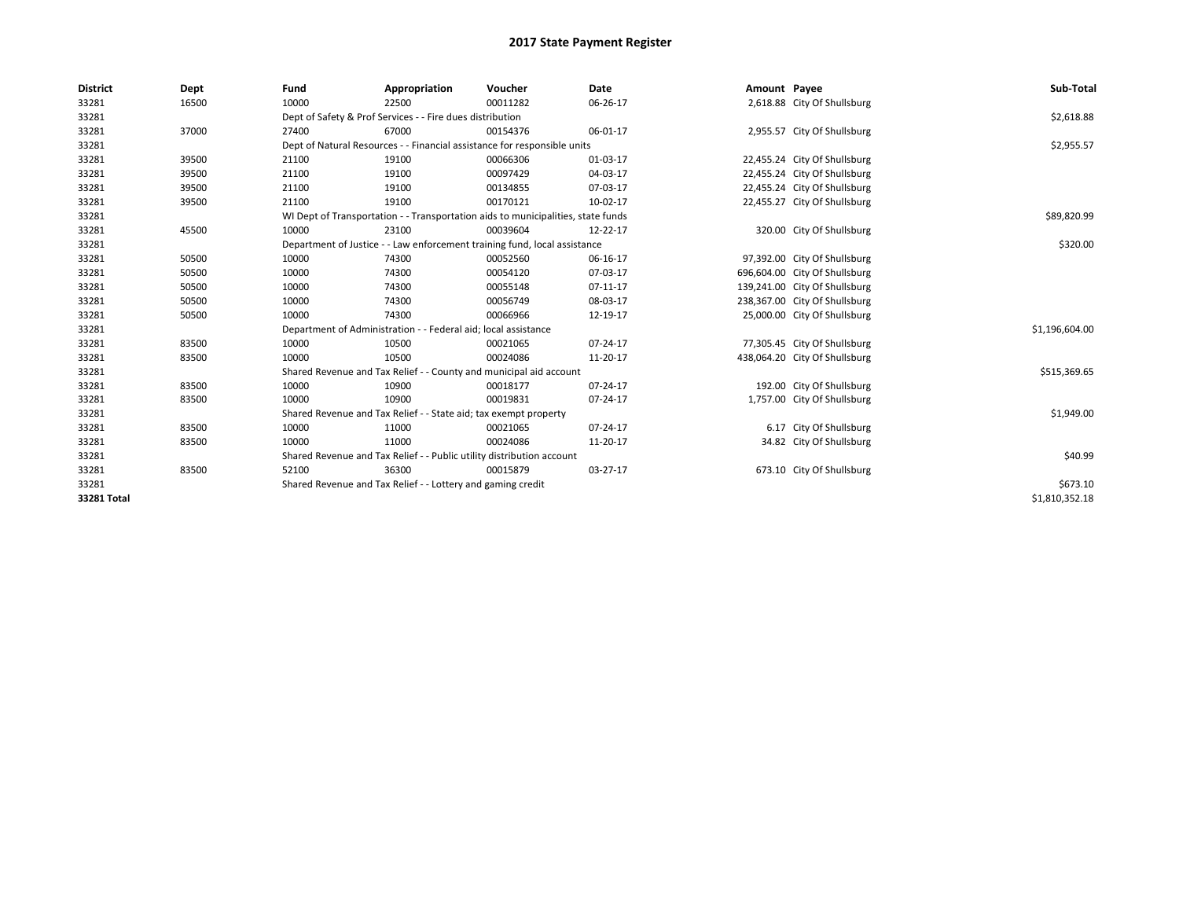# 2017 State Payment Register

| District | Dept | Fund | Appropriation | Voucher | Date | Amount | Payee | Sub-Total |
|---|---|---|---|---|---|---|---|---|
| 33281 | 16500 | 10000 | 22500 | 00011282 | 06-26-17 | 2,618.88 | City Of Shullsburg | |
| 33281 | | Dept of Safety & Prof Services - - Fire dues distribution | | | | | | $2,618.88 |
| 33281 | 37000 | 27400 | 67000 | 00154376 | 06-01-17 | 2,955.57 | City Of Shullsburg | |
| 33281 | | Dept of Natural Resources - - Financial assistance for responsible units | | | | | | $2,955.57 |
| 33281 | 39500 | 21100 | 19100 | 00066306 | 01-03-17 | 22,455.24 | City Of Shullsburg | |
| 33281 | 39500 | 21100 | 19100 | 00097429 | 04-03-17 | 22,455.24 | City Of Shullsburg | |
| 33281 | 39500 | 21100 | 19100 | 00134855 | 07-03-17 | 22,455.24 | City Of Shullsburg | |
| 33281 | 39500 | 21100 | 19100 | 00170121 | 10-02-17 | 22,455.27 | City Of Shullsburg | |
| 33281 | | WI Dept of Transportation - - Transportation aids to municipalities, state funds | | | | | | $89,820.99 |
| 33281 | 45500 | 10000 | 23100 | 00039604 | 12-22-17 | 320.00 | City Of Shullsburg | |
| 33281 | | Department of Justice - - Law enforcement training fund, local assistance | | | | | | $320.00 |
| 33281 | 50500 | 10000 | 74300 | 00052560 | 06-16-17 | 97,392.00 | City Of Shullsburg | |
| 33281 | 50500 | 10000 | 74300 | 00054120 | 07-03-17 | 696,604.00 | City Of Shullsburg | |
| 33281 | 50500 | 10000 | 74300 | 00055148 | 07-11-17 | 139,241.00 | City Of Shullsburg | |
| 33281 | 50500 | 10000 | 74300 | 00056749 | 08-03-17 | 238,367.00 | City Of Shullsburg | |
| 33281 | 50500 | 10000 | 74300 | 00066966 | 12-19-17 | 25,000.00 | City Of Shullsburg | |
| 33281 | | Department of Administration - - Federal aid; local assistance | | | | | | $1,196,604.00 |
| 33281 | 83500 | 10000 | 10500 | 00021065 | 07-24-17 | 77,305.45 | City Of Shullsburg | |
| 33281 | 83500 | 10000 | 10500 | 00024086 | 11-20-17 | 438,064.20 | City Of Shullsburg | |
| 33281 | | Shared Revenue and Tax Relief - - County and municipal aid account | | | | | | $515,369.65 |
| 33281 | 83500 | 10000 | 10900 | 00018177 | 07-24-17 | 192.00 | City Of Shullsburg | |
| 33281 | 83500 | 10000 | 10900 | 00019831 | 07-24-17 | 1,757.00 | City Of Shullsburg | |
| 33281 | | Shared Revenue and Tax Relief - - State aid; tax exempt property | | | | | | $1,949.00 |
| 33281 | 83500 | 10000 | 11000 | 00021065 | 07-24-17 | 6.17 | City Of Shullsburg | |
| 33281 | 83500 | 10000 | 11000 | 00024086 | 11-20-17 | 34.82 | City Of Shullsburg | |
| 33281 | | Shared Revenue and Tax Relief - - Public utility distribution account | | | | | | $40.99 |
| 33281 | 83500 | 52100 | 36300 | 00015879 | 03-27-17 | 673.10 | City Of Shullsburg | |
| 33281 | | Shared Revenue and Tax Relief - - Lottery and gaming credit | | | | | | $673.10 |
| **33281 Total** | | | | | | | | $1,810,352.18 |